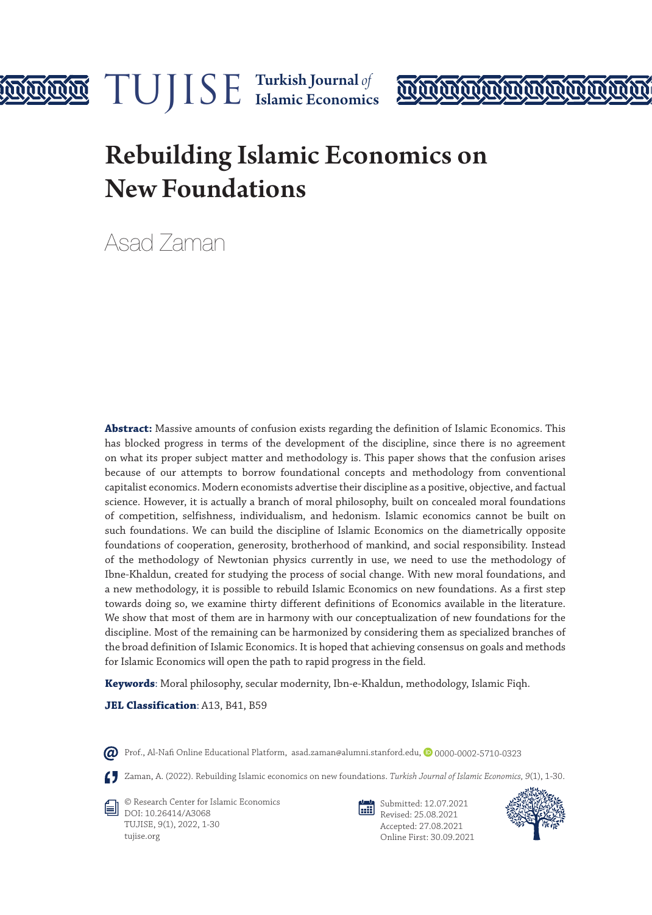# Rebuilding Islamic Economics on New Foundations

Asad Zaman

**Abstract:** Massive amounts of confusion exists regarding the definition of Islamic Economics. This has blocked progress in terms of the development of the discipline, since there is no agreement on what its proper subject matter and methodology is. This paper shows that the confusion arises because of our attempts to borrow foundational concepts and methodology from conventional capitalist economics. Modern economists advertise their discipline as a positive, objective, and factual science. However, it is actually a branch of moral philosophy, built on concealed moral foundations of competition, selfishness, individualism, and hedonism. Islamic economics cannot be built on such foundations. We can build the discipline of Islamic Economics on the diametrically opposite foundations of cooperation, generosity, brotherhood of mankind, and social responsibility. Instead of the methodology of Newtonian physics currently in use, we need to use the methodology of Ibne-Khaldun, created for studying the process of social change. With new moral foundations, and a new methodology, it is possible to rebuild Islamic Economics on new foundations. As a first step towards doing so, we examine thirty different definitions of Economics available in the literature. We show that most of them are in harmony with our conceptualization of new foundations for the discipline. Most of the remaining can be harmonized by considering them as specialized branches of the broad definition of Islamic Economics. It is hoped that achieving consensus on goals and methods for Islamic Economics will open the path to rapid progress in the field.

**Keywords**: Moral philosophy, secular modernity, Ibn-e-Khaldun, methodology, Islamic Fiqh.

**JEL Classification**: A13, B41, B59

Prof., Al-Nafi Online Educational Platform, asad.zaman@alumni.stanford.edu, 0000-0002-5710-0323

Zaman, A. (2022). Rebuilding Islamic economics on new foundations. *Turkish Journal of Islamic Economics, 9*(1), 1-30.

© Research Center for Islamic Economics
DOI: 10.26414/A3068
TUJISE, 9(1), 2022, 1-30
tujise.org

Submitted: 12.07.2021
Revised: 25.08.2021
Accepted: 27.08.2021
Online First: 30.09.2021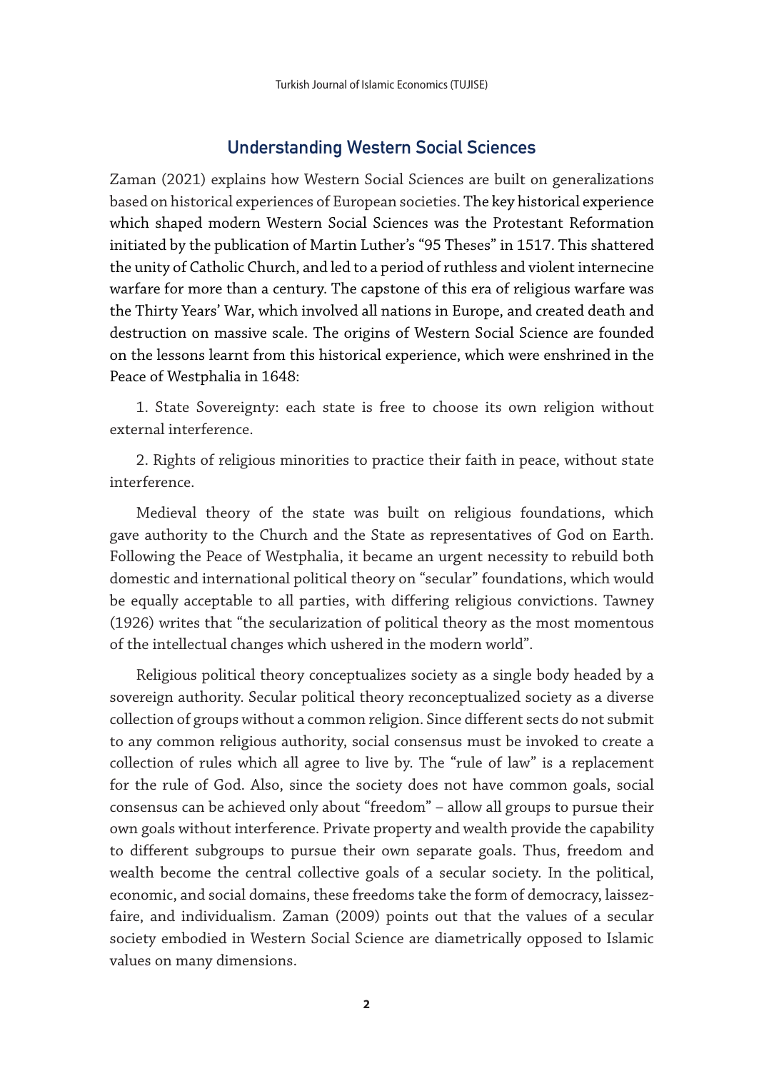## Understanding Western Social Sciences

Zaman (2021) explains how Western Social Sciences are built on generalizations based on historical experiences of European societies. The key historical experience which shaped modern Western Social Sciences was the Protestant Reformation initiated by the publication of Martin Luther's "95 Theses" in 1517. This shattered the unity of Catholic Church, and led to a period of ruthless and violent internecine warfare for more than a century. The capstone of this era of religious warfare was the Thirty Years' War, which involved all nations in Europe, and created death and destruction on massive scale. The origins of Western Social Science are founded on the lessons learnt from this historical experience, which were enshrined in the Peace of Westphalia in 1648:

1. State Sovereignty: each state is free to choose its own religion without external interference.

2. Rights of religious minorities to practice their faith in peace, without state interference.

Medieval theory of the state was built on religious foundations, which gave authority to the Church and the State as representatives of God on Earth. Following the Peace of Westphalia, it became an urgent necessity to rebuild both domestic and international political theory on "secular" foundations, which would be equally acceptable to all parties, with differing religious convictions. Tawney (1926) writes that "the secularization of political theory as the most momentous of the intellectual changes which ushered in the modern world".

Religious political theory conceptualizes society as a single body headed by a sovereign authority. Secular political theory reconceptualized society as a diverse collection of groups without a common religion. Since different sects do not submit to any common religious authority, social consensus must be invoked to create a collection of rules which all agree to live by. The "rule of law" is a replacement for the rule of God. Also, since the society does not have common goals, social consensus can be achieved only about "freedom" – allow all groups to pursue their own goals without interference. Private property and wealth provide the capability to different subgroups to pursue their own separate goals. Thus, freedom and wealth become the central collective goals of a secular society. In the political, economic, and social domains, these freedoms take the form of democracy, laissez-faire, and individualism. Zaman (2009) points out that the values of a secular society embodied in Western Social Science are diametrically opposed to Islamic values on many dimensions.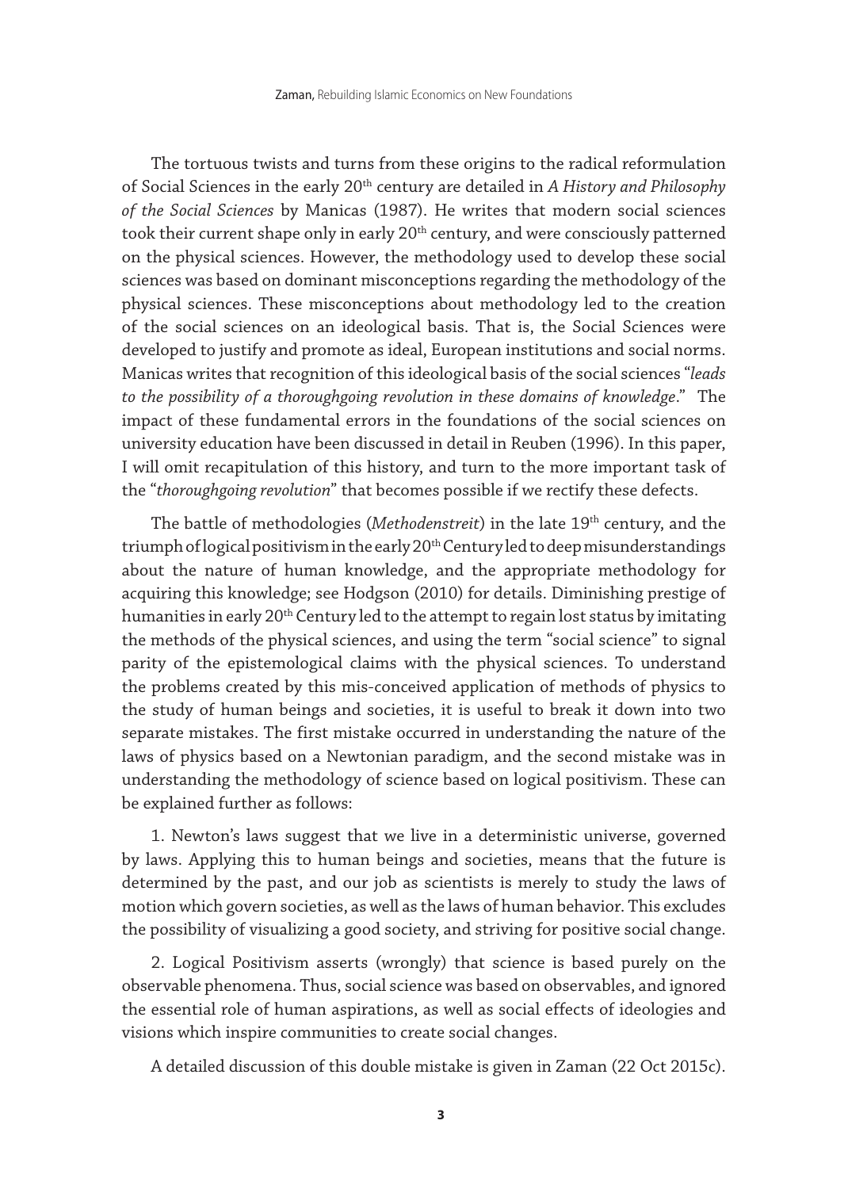The tortuous twists and turns from these origins to the radical reformulation of Social Sciences in the early 20th century are detailed in *A History and Philosophy of the Social Sciences* by Manicas (1987). He writes that modern social sciences took their current shape only in early 20th century, and were consciously patterned on the physical sciences. However, the methodology used to develop these social sciences was based on dominant misconceptions regarding the methodology of the physical sciences. These misconceptions about methodology led to the creation of the social sciences on an ideological basis. That is, the Social Sciences were developed to justify and promote as ideal, European institutions and social norms. Manicas writes that recognition of this ideological basis of the social sciences "*leads to the possibility of a thoroughgoing revolution in these domains of knowledge*." The impact of these fundamental errors in the foundations of the social sciences on university education have been discussed in detail in Reuben (1996). In this paper, I will omit recapitulation of this history, and turn to the more important task of the "*thoroughgoing revolution*" that becomes possible if we rectify these defects.

The battle of methodologies (*Methodenstreit*) in the late 19th century, and the triumph of logical positivism in the early 20th Century led to deep misunderstandings about the nature of human knowledge, and the appropriate methodology for acquiring this knowledge; see Hodgson (2010) for details. Diminishing prestige of humanities in early 20th Century led to the attempt to regain lost status by imitating the methods of the physical sciences, and using the term "social science" to signal parity of the epistemological claims with the physical sciences. To understand the problems created by this mis-conceived application of methods of physics to the study of human beings and societies, it is useful to break it down into two separate mistakes. The first mistake occurred in understanding the nature of the laws of physics based on a Newtonian paradigm, and the second mistake was in understanding the methodology of science based on logical positivism. These can be explained further as follows:

1. Newton's laws suggest that we live in a deterministic universe, governed by laws. Applying this to human beings and societies, means that the future is determined by the past, and our job as scientists is merely to study the laws of motion which govern societies, as well as the laws of human behavior. This excludes the possibility of visualizing a good society, and striving for positive social change.

2. Logical Positivism asserts (wrongly) that science is based purely on the observable phenomena. Thus, social science was based on observables, and ignored the essential role of human aspirations, as well as social effects of ideologies and visions which inspire communities to create social changes.

A detailed discussion of this double mistake is given in Zaman (22 Oct 2015c).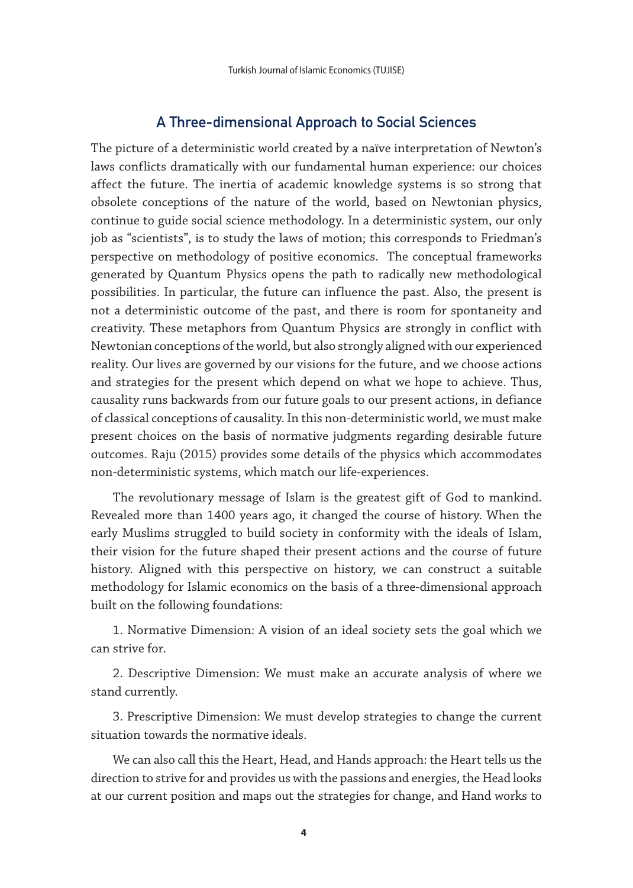## A Three-dimensional Approach to Social Sciences

The picture of a deterministic world created by a naïve interpretation of Newton's laws conflicts dramatically with our fundamental human experience: our choices affect the future. The inertia of academic knowledge systems is so strong that obsolete conceptions of the nature of the world, based on Newtonian physics, continue to guide social science methodology. In a deterministic system, our only job as "scientists", is to study the laws of motion; this corresponds to Friedman's perspective on methodology of positive economics. The conceptual frameworks generated by Quantum Physics opens the path to radically new methodological possibilities. In particular, the future can influence the past. Also, the present is not a deterministic outcome of the past, and there is room for spontaneity and creativity. These metaphors from Quantum Physics are strongly in conflict with Newtonian conceptions of the world, but also strongly aligned with our experienced reality. Our lives are governed by our visions for the future, and we choose actions and strategies for the present which depend on what we hope to achieve. Thus, causality runs backwards from our future goals to our present actions, in defiance of classical conceptions of causality. In this non-deterministic world, we must make present choices on the basis of normative judgments regarding desirable future outcomes. Raju (2015) provides some details of the physics which accommodates non-deterministic systems, which match our life-experiences.

The revolutionary message of Islam is the greatest gift of God to mankind. Revealed more than 1400 years ago, it changed the course of history. When the early Muslims struggled to build society in conformity with the ideals of Islam, their vision for the future shaped their present actions and the course of future history. Aligned with this perspective on history, we can construct a suitable methodology for Islamic economics on the basis of a three-dimensional approach built on the following foundations:

1. Normative Dimension: A vision of an ideal society sets the goal which we can strive for.

2. Descriptive Dimension: We must make an accurate analysis of where we stand currently.

3. Prescriptive Dimension: We must develop strategies to change the current situation towards the normative ideals.

We can also call this the Heart, Head, and Hands approach: the Heart tells us the direction to strive for and provides us with the passions and energies, the Head looks at our current position and maps out the strategies for change, and Hand works to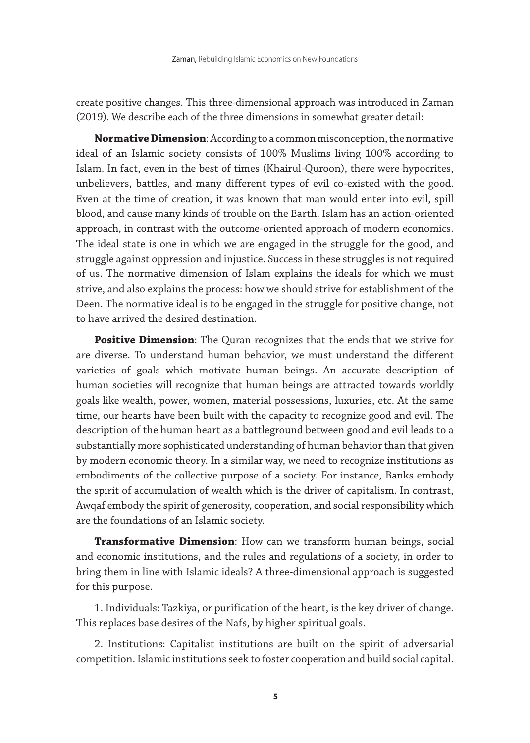create positive changes. This three-dimensional approach was introduced in Zaman (2019). We describe each of the three dimensions in somewhat greater detail:

**Normative Dimension**: According to a common misconception, the normative ideal of an Islamic society consists of 100% Muslims living 100% according to Islam. In fact, even in the best of times (Khairul-Quroon), there were hypocrites, unbelievers, battles, and many different types of evil co-existed with the good. Even at the time of creation, it was known that man would enter into evil, spill blood, and cause many kinds of trouble on the Earth. Islam has an action-oriented approach, in contrast with the outcome-oriented approach of modern economics. The ideal state is one in which we are engaged in the struggle for the good, and struggle against oppression and injustice. Success in these struggles is not required of us. The normative dimension of Islam explains the ideals for which we must strive, and also explains the process: how we should strive for establishment of the Deen. The normative ideal is to be engaged in the struggle for positive change, not to have arrived the desired destination.

**Positive Dimension**: The Quran recognizes that the ends that we strive for are diverse. To understand human behavior, we must understand the different varieties of goals which motivate human beings. An accurate description of human societies will recognize that human beings are attracted towards worldly goals like wealth, power, women, material possessions, luxuries, etc. At the same time, our hearts have been built with the capacity to recognize good and evil. The description of the human heart as a battleground between good and evil leads to a substantially more sophisticated understanding of human behavior than that given by modern economic theory. In a similar way, we need to recognize institutions as embodiments of the collective purpose of a society. For instance, Banks embody the spirit of accumulation of wealth which is the driver of capitalism. In contrast, Awqaf embody the spirit of generosity, cooperation, and social responsibility which are the foundations of an Islamic society.

**Transformative Dimension**: How can we transform human beings, social and economic institutions, and the rules and regulations of a society, in order to bring them in line with Islamic ideals? A three-dimensional approach is suggested for this purpose.

1. Individuals: Tazkiya, or purification of the heart, is the key driver of change. This replaces base desires of the Nafs, by higher spiritual goals.

2. Institutions: Capitalist institutions are built on the spirit of adversarial competition. Islamic institutions seek to foster cooperation and build social capital.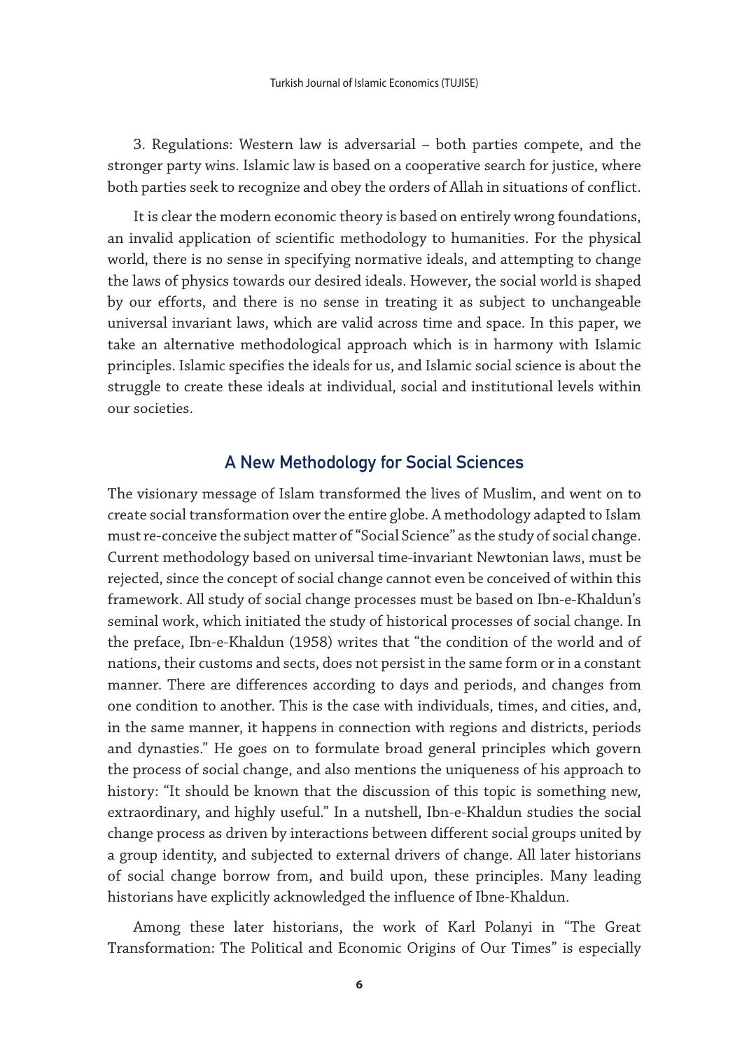3. Regulations: Western law is adversarial – both parties compete, and the stronger party wins. Islamic law is based on a cooperative search for justice, where both parties seek to recognize and obey the orders of Allah in situations of conflict.

It is clear the modern economic theory is based on entirely wrong foundations, an invalid application of scientific methodology to humanities. For the physical world, there is no sense in specifying normative ideals, and attempting to change the laws of physics towards our desired ideals. However, the social world is shaped by our efforts, and there is no sense in treating it as subject to unchangeable universal invariant laws, which are valid across time and space. In this paper, we take an alternative methodological approach which is in harmony with Islamic principles. Islamic specifies the ideals for us, and Islamic social science is about the struggle to create these ideals at individual, social and institutional levels within our societies.

## A New Methodology for Social Sciences

The visionary message of Islam transformed the lives of Muslim, and went on to create social transformation over the entire globe. A methodology adapted to Islam must re-conceive the subject matter of "Social Science" as the study of social change. Current methodology based on universal time-invariant Newtonian laws, must be rejected, since the concept of social change cannot even be conceived of within this framework. All study of social change processes must be based on Ibn-e-Khaldun's seminal work, which initiated the study of historical processes of social change. In the preface, Ibn-e-Khaldun (1958) writes that "the condition of the world and of nations, their customs and sects, does not persist in the same form or in a constant manner. There are differences according to days and periods, and changes from one condition to another. This is the case with individuals, times, and cities, and, in the same manner, it happens in connection with regions and districts, periods and dynasties." He goes on to formulate broad general principles which govern the process of social change, and also mentions the uniqueness of his approach to history: "It should be known that the discussion of this topic is something new, extraordinary, and highly useful." In a nutshell, Ibn-e-Khaldun studies the social change process as driven by interactions between different social groups united by a group identity, and subjected to external drivers of change. All later historians of social change borrow from, and build upon, these principles. Many leading historians have explicitly acknowledged the influence of Ibne-Khaldun.

Among these later historians, the work of Karl Polanyi in "The Great Transformation: The Political and Economic Origins of Our Times" is especially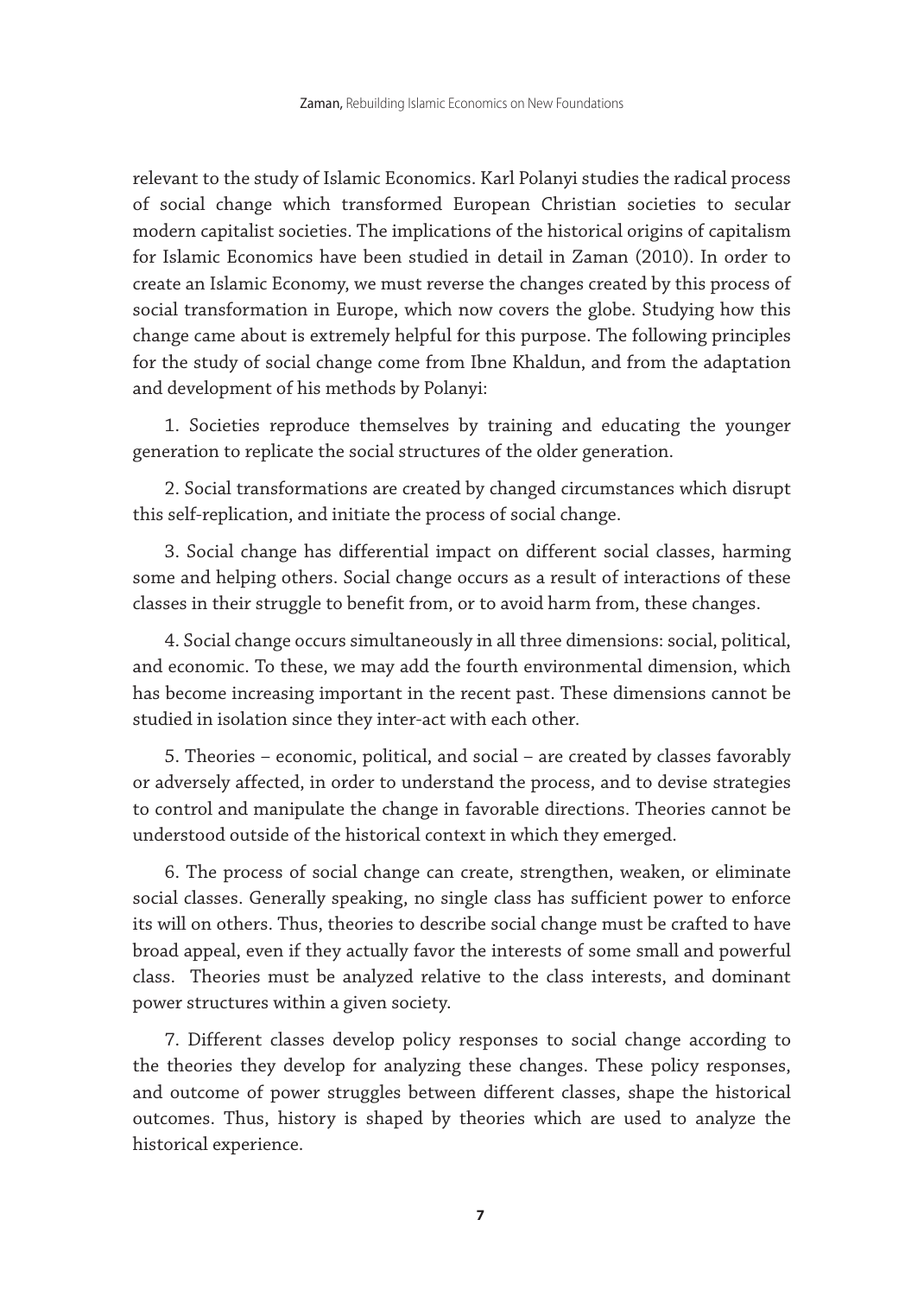relevant to the study of Islamic Economics. Karl Polanyi studies the radical process of social change which transformed European Christian societies to secular modern capitalist societies. The implications of the historical origins of capitalism for Islamic Economics have been studied in detail in Zaman (2010). In order to create an Islamic Economy, we must reverse the changes created by this process of social transformation in Europe, which now covers the globe. Studying how this change came about is extremely helpful for this purpose. The following principles for the study of social change come from Ibne Khaldun, and from the adaptation and development of his methods by Polanyi:

1. Societies reproduce themselves by training and educating the younger generation to replicate the social structures of the older generation.

2. Social transformations are created by changed circumstances which disrupt this self-replication, and initiate the process of social change.

3. Social change has differential impact on different social classes, harming some and helping others. Social change occurs as a result of interactions of these classes in their struggle to benefit from, or to avoid harm from, these changes.

4. Social change occurs simultaneously in all three dimensions: social, political, and economic. To these, we may add the fourth environmental dimension, which has become increasing important in the recent past. These dimensions cannot be studied in isolation since they inter-act with each other.

5. Theories – economic, political, and social – are created by classes favorably or adversely affected, in order to understand the process, and to devise strategies to control and manipulate the change in favorable directions. Theories cannot be understood outside of the historical context in which they emerged.

6. The process of social change can create, strengthen, weaken, or eliminate social classes. Generally speaking, no single class has sufficient power to enforce its will on others. Thus, theories to describe social change must be crafted to have broad appeal, even if they actually favor the interests of some small and powerful class. Theories must be analyzed relative to the class interests, and dominant power structures within a given society.

7. Different classes develop policy responses to social change according to the theories they develop for analyzing these changes. These policy responses, and outcome of power struggles between different classes, shape the historical outcomes. Thus, history is shaped by theories which are used to analyze the historical experience.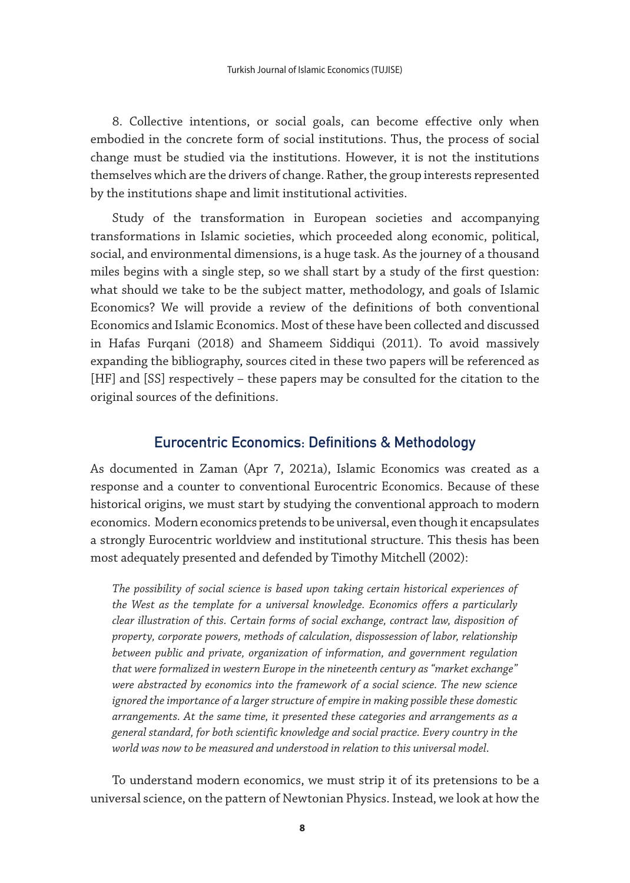8. Collective intentions, or social goals, can become effective only when embodied in the concrete form of social institutions. Thus, the process of social change must be studied via the institutions. However, it is not the institutions themselves which are the drivers of change. Rather, the group interests represented by the institutions shape and limit institutional activities.

Study of the transformation in European societies and accompanying transformations in Islamic societies, which proceeded along economic, political, social, and environmental dimensions, is a huge task. As the journey of a thousand miles begins with a single step, so we shall start by a study of the first question: what should we take to be the subject matter, methodology, and goals of Islamic Economics? We will provide a review of the definitions of both conventional Economics and Islamic Economics. Most of these have been collected and discussed in Hafas Furqani (2018) and Shameem Siddiqui (2011). To avoid massively expanding the bibliography, sources cited in these two papers will be referenced as [HF] and [SS] respectively – these papers may be consulted for the citation to the original sources of the definitions.

## Eurocentric Economics: Definitions & Methodology

As documented in Zaman (Apr 7, 2021a), Islamic Economics was created as a response and a counter to conventional Eurocentric Economics. Because of these historical origins, we must start by studying the conventional approach to modern economics. Modern economics pretends to be universal, even though it encapsulates a strongly Eurocentric worldview and institutional structure. This thesis has been most adequately presented and defended by Timothy Mitchell (2002):

> *The possibility of social science is based upon taking certain historical experiences of the West as the template for a universal knowledge. Economics offers a particularly clear illustration of this. Certain forms of social exchange, contract law, disposition of property, corporate powers, methods of calculation, dispossession of labor, relationship between public and private, organization of information, and government regulation that were formalized in western Europe in the nineteenth century as "market exchange" were abstracted by economics into the framework of a social science. The new science ignored the importance of a larger structure of empire in making possible these domestic arrangements. At the same time, it presented these categories and arrangements as a general standard, for both scientific knowledge and social practice. Every country in the world was now to be measured and understood in relation to this universal model.*

To understand modern economics, we must strip it of its pretensions to be a universal science, on the pattern of Newtonian Physics. Instead, we look at how the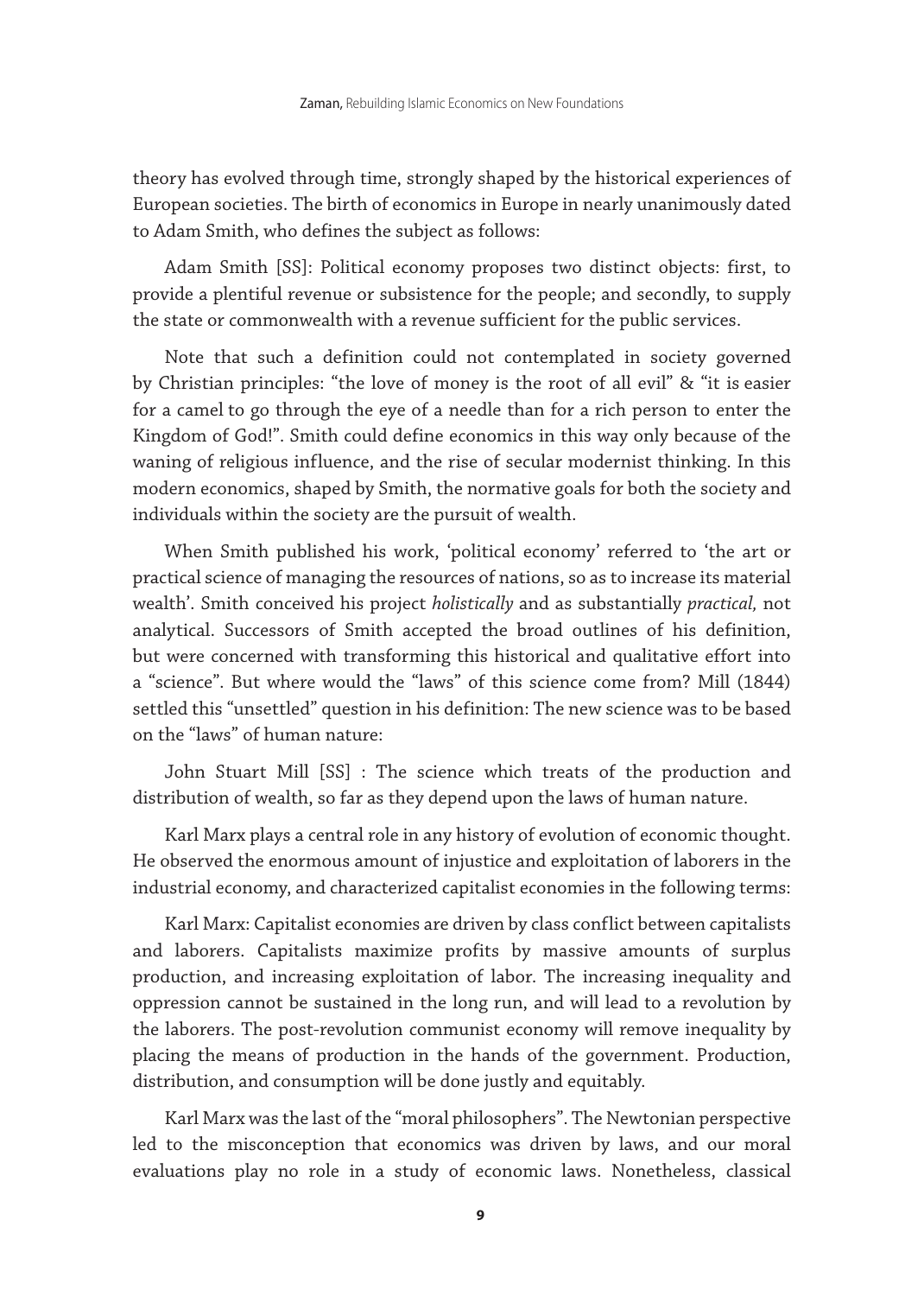theory has evolved through time, strongly shaped by the historical experiences of European societies. The birth of economics in Europe in nearly unanimously dated to Adam Smith, who defines the subject as follows:

Adam Smith [SS]: Political economy proposes two distinct objects: first, to provide a plentiful revenue or subsistence for the people; and secondly, to supply the state or commonwealth with a revenue sufficient for the public services.

Note that such a definition could not contemplated in society governed by Christian principles: "the love of money is the root of all evil" & "it is easier for a camel to go through the eye of a needle than for a rich person to enter the Kingdom of God!". Smith could define economics in this way only because of the waning of religious influence, and the rise of secular modernist thinking. In this modern economics, shaped by Smith, the normative goals for both the society and individuals within the society are the pursuit of wealth.

When Smith published his work, 'political economy' referred to 'the art or practical science of managing the resources of nations, so as to increase its material wealth'. Smith conceived his project *holistically* and as substantially *practical,* not analytical. Successors of Smith accepted the broad outlines of his definition, but were concerned with transforming this historical and qualitative effort into a "science". But where would the "laws" of this science come from? Mill (1844) settled this "unsettled" question in his definition: The new science was to be based on the "laws" of human nature:

John Stuart Mill [SS] : The science which treats of the production and distribution of wealth, so far as they depend upon the laws of human nature.

Karl Marx plays a central role in any history of evolution of economic thought. He observed the enormous amount of injustice and exploitation of laborers in the industrial economy, and characterized capitalist economies in the following terms:

Karl Marx: Capitalist economies are driven by class conflict between capitalists and laborers. Capitalists maximize profits by massive amounts of surplus production, and increasing exploitation of labor. The increasing inequality and oppression cannot be sustained in the long run, and will lead to a revolution by the laborers. The post-revolution communist economy will remove inequality by placing the means of production in the hands of the government. Production, distribution, and consumption will be done justly and equitably.

Karl Marx was the last of the "moral philosophers". The Newtonian perspective led to the misconception that economics was driven by laws, and our moral evaluations play no role in a study of economic laws. Nonetheless, classical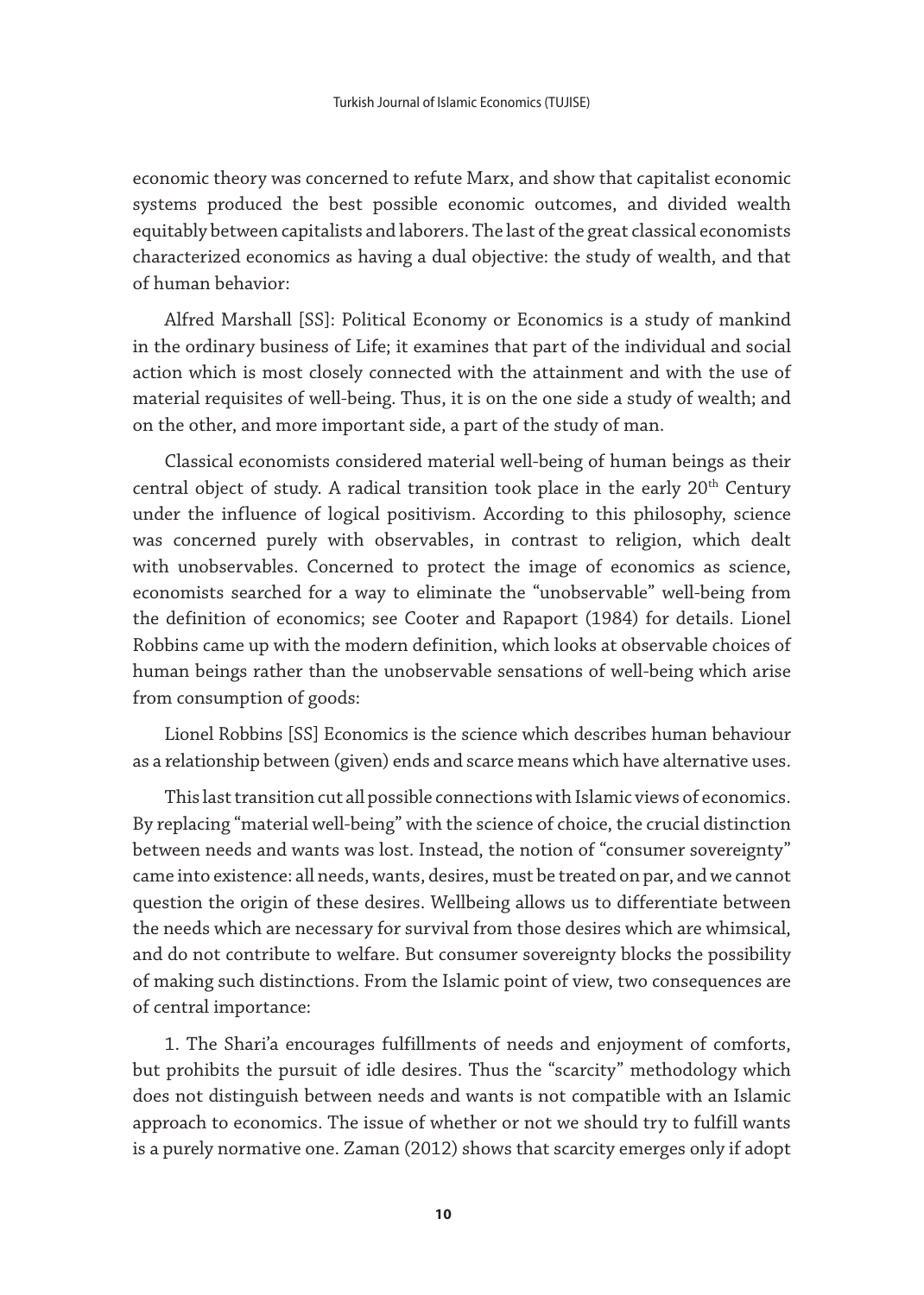economic theory was concerned to refute Marx, and show that capitalist economic systems produced the best possible economic outcomes, and divided wealth equitably between capitalists and laborers. The last of the great classical economists characterized economics as having a dual objective: the study of wealth, and that of human behavior:

Alfred Marshall [SS]: Political Economy or Economics is a study of mankind in the ordinary business of Life; it examines that part of the individual and social action which is most closely connected with the attainment and with the use of material requisites of well-being. Thus, it is on the one side a study of wealth; and on the other, and more important side, a part of the study of man.

Classical economists considered material well-being of human beings as their central object of study. A radical transition took place in the early 20th Century under the influence of logical positivism. According to this philosophy, science was concerned purely with observables, in contrast to religion, which dealt with unobservables. Concerned to protect the image of economics as science, economists searched for a way to eliminate the "unobservable" well-being from the definition of economics; see Cooter and Rapaport (1984) for details. Lionel Robbins came up with the modern definition, which looks at observable choices of human beings rather than the unobservable sensations of well-being which arise from consumption of goods:

Lionel Robbins [SS] Economics is the science which describes human behaviour as a relationship between (given) ends and scarce means which have alternative uses.

This last transition cut all possible connections with Islamic views of economics. By replacing "material well-being" with the science of choice, the crucial distinction between needs and wants was lost. Instead, the notion of "consumer sovereignty" came into existence: all needs, wants, desires, must be treated on par, and we cannot question the origin of these desires. Wellbeing allows us to differentiate between the needs which are necessary for survival from those desires which are whimsical, and do not contribute to welfare. But consumer sovereignty blocks the possibility of making such distinctions. From the Islamic point of view, two consequences are of central importance:

1. The Shari'a encourages fulfillments of needs and enjoyment of comforts, but prohibits the pursuit of idle desires. Thus the "scarcity" methodology which does not distinguish between needs and wants is not compatible with an Islamic approach to economics. The issue of whether or not we should try to fulfill wants is a purely normative one. Zaman (2012) shows that scarcity emerges only if adopt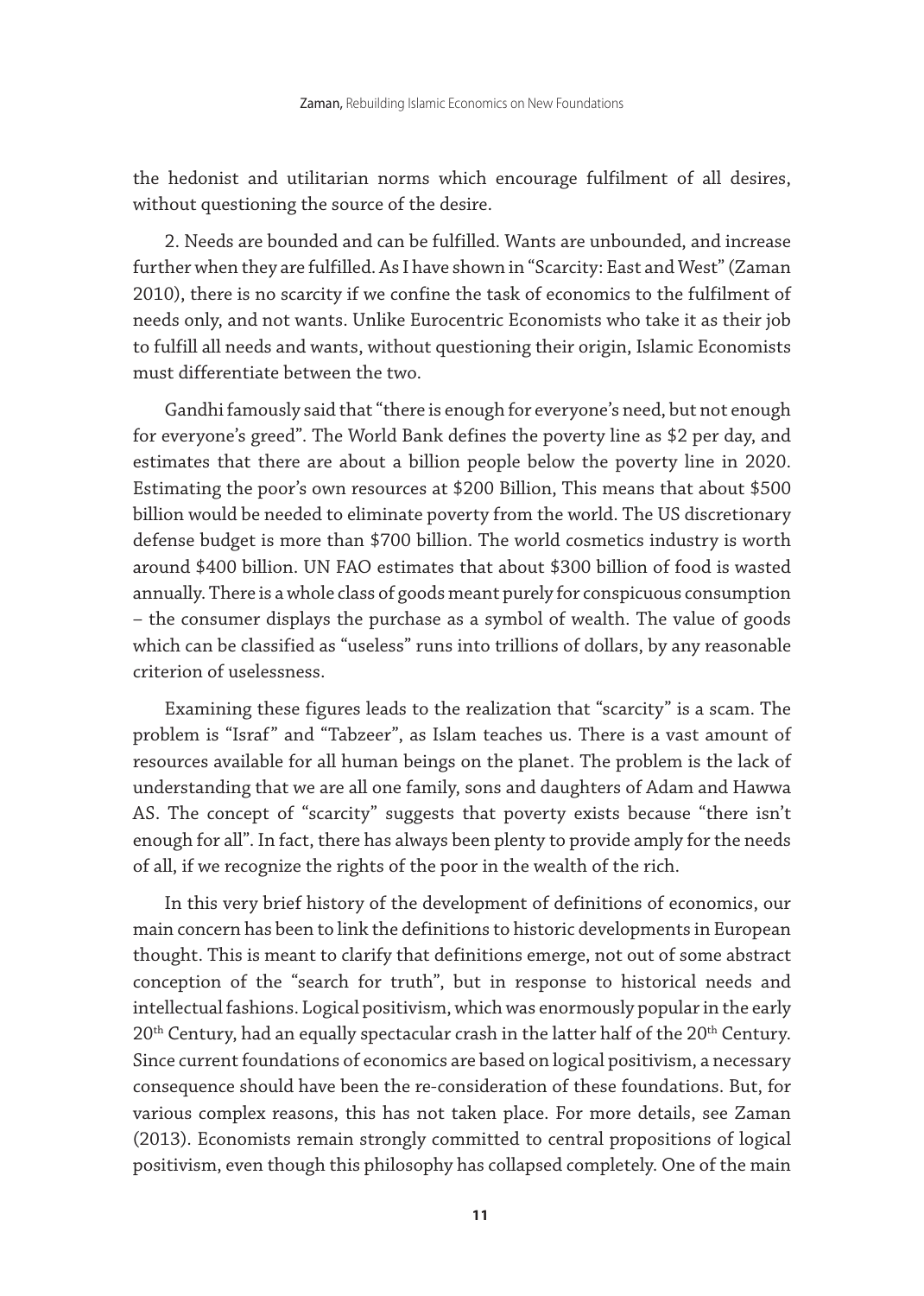the hedonist and utilitarian norms which encourage fulfilment of all desires, without questioning the source of the desire.

2. Needs are bounded and can be fulfilled. Wants are unbounded, and increase further when they are fulfilled. As I have shown in "Scarcity: East and West" (Zaman 2010), there is no scarcity if we confine the task of economics to the fulfilment of needs only, and not wants. Unlike Eurocentric Economists who take it as their job to fulfill all needs and wants, without questioning their origin, Islamic Economists must differentiate between the two.

Gandhi famously said that "there is enough for everyone's need, but not enough for everyone's greed". The World Bank defines the poverty line as $2 per day, and estimates that there are about a billion people below the poverty line in 2020. Estimating the poor's own resources at $200 Billion, This means that about $500 billion would be needed to eliminate poverty from the world. The US discretionary defense budget is more than $700 billion. The world cosmetics industry is worth around $400 billion. UN FAO estimates that about $300 billion of food is wasted annually. There is a whole class of goods meant purely for conspicuous consumption – the consumer displays the purchase as a symbol of wealth. The value of goods which can be classified as "useless" runs into trillions of dollars, by any reasonable criterion of uselessness.

Examining these figures leads to the realization that "scarcity" is a scam. The problem is "Israf" and "Tabzeer", as Islam teaches us. There is a vast amount of resources available for all human beings on the planet. The problem is the lack of understanding that we are all one family, sons and daughters of Adam and Hawwa AS. The concept of "scarcity" suggests that poverty exists because "there isn't enough for all". In fact, there has always been plenty to provide amply for the needs of all, if we recognize the rights of the poor in the wealth of the rich.

In this very brief history of the development of definitions of economics, our main concern has been to link the definitions to historic developments in European thought. This is meant to clarify that definitions emerge, not out of some abstract conception of the "search for truth", but in response to historical needs and intellectual fashions. Logical positivism, which was enormously popular in the early 20th Century, had an equally spectacular crash in the latter half of the 20th Century. Since current foundations of economics are based on logical positivism, a necessary consequence should have been the re-consideration of these foundations. But, for various complex reasons, this has not taken place. For more details, see Zaman (2013). Economists remain strongly committed to central propositions of logical positivism, even though this philosophy has collapsed completely. One of the main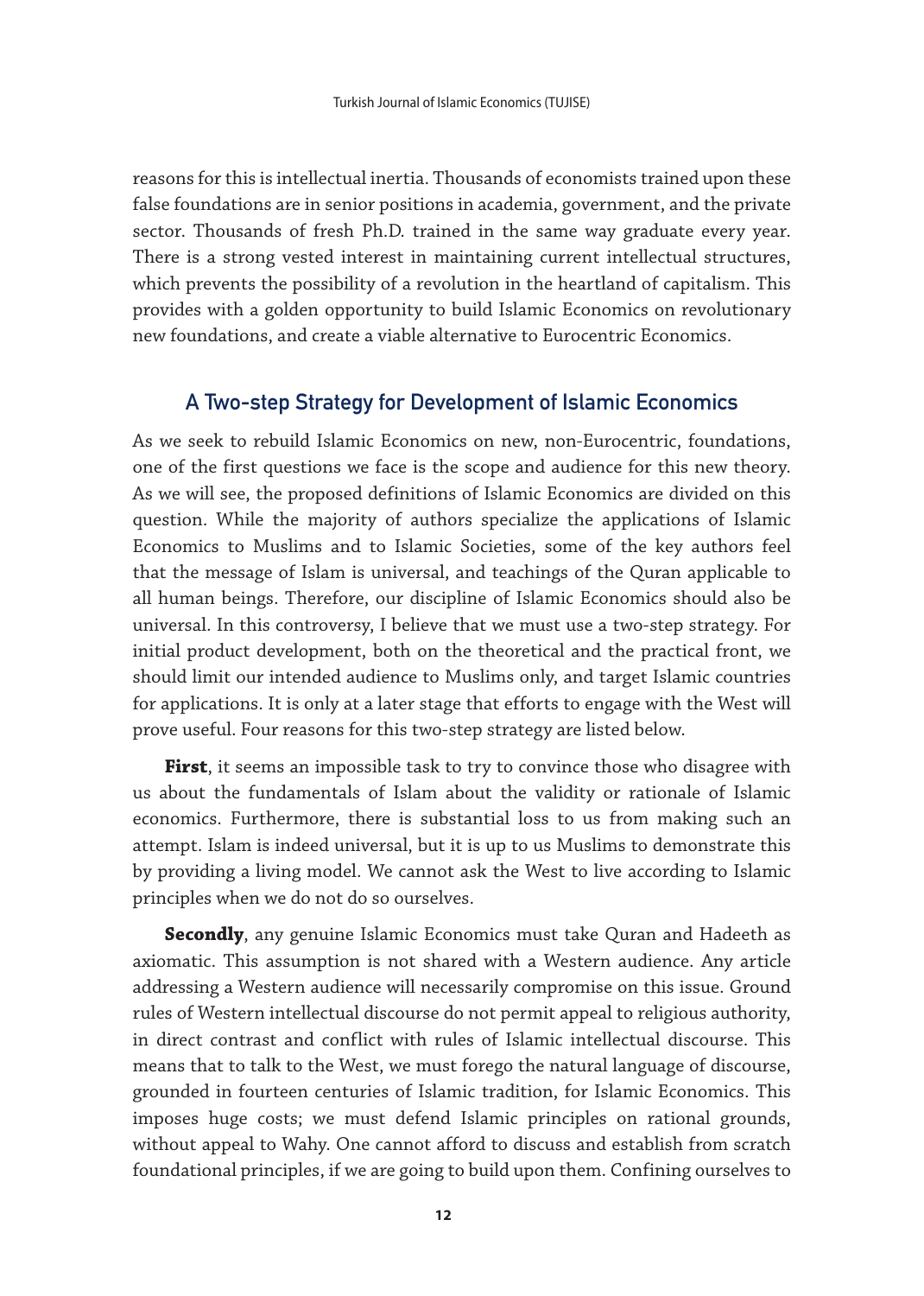reasons for this is intellectual inertia. Thousands of economists trained upon these false foundations are in senior positions in academia, government, and the private sector. Thousands of fresh Ph.D. trained in the same way graduate every year. There is a strong vested interest in maintaining current intellectual structures, which prevents the possibility of a revolution in the heartland of capitalism. This provides with a golden opportunity to build Islamic Economics on revolutionary new foundations, and create a viable alternative to Eurocentric Economics.

## A Two-step Strategy for Development of Islamic Economics

As we seek to rebuild Islamic Economics on new, non-Eurocentric, foundations, one of the first questions we face is the scope and audience for this new theory. As we will see, the proposed definitions of Islamic Economics are divided on this question. While the majority of authors specialize the applications of Islamic Economics to Muslims and to Islamic Societies, some of the key authors feel that the message of Islam is universal, and teachings of the Quran applicable to all human beings. Therefore, our discipline of Islamic Economics should also be universal. In this controversy, I believe that we must use a two-step strategy. For initial product development, both on the theoretical and the practical front, we should limit our intended audience to Muslims only, and target Islamic countries for applications. It is only at a later stage that efforts to engage with the West will prove useful. Four reasons for this two-step strategy are listed below.

**First**, it seems an impossible task to try to convince those who disagree with us about the fundamentals of Islam about the validity or rationale of Islamic economics. Furthermore, there is substantial loss to us from making such an attempt. Islam is indeed universal, but it is up to us Muslims to demonstrate this by providing a living model. We cannot ask the West to live according to Islamic principles when we do not do so ourselves.

**Secondly**, any genuine Islamic Economics must take Quran and Hadeeth as axiomatic. This assumption is not shared with a Western audience. Any article addressing a Western audience will necessarily compromise on this issue. Ground rules of Western intellectual discourse do not permit appeal to religious authority, in direct contrast and conflict with rules of Islamic intellectual discourse. This means that to talk to the West, we must forego the natural language of discourse, grounded in fourteen centuries of Islamic tradition, for Islamic Economics. This imposes huge costs; we must defend Islamic principles on rational grounds, without appeal to Wahy. One cannot afford to discuss and establish from scratch foundational principles, if we are going to build upon them. Confining ourselves to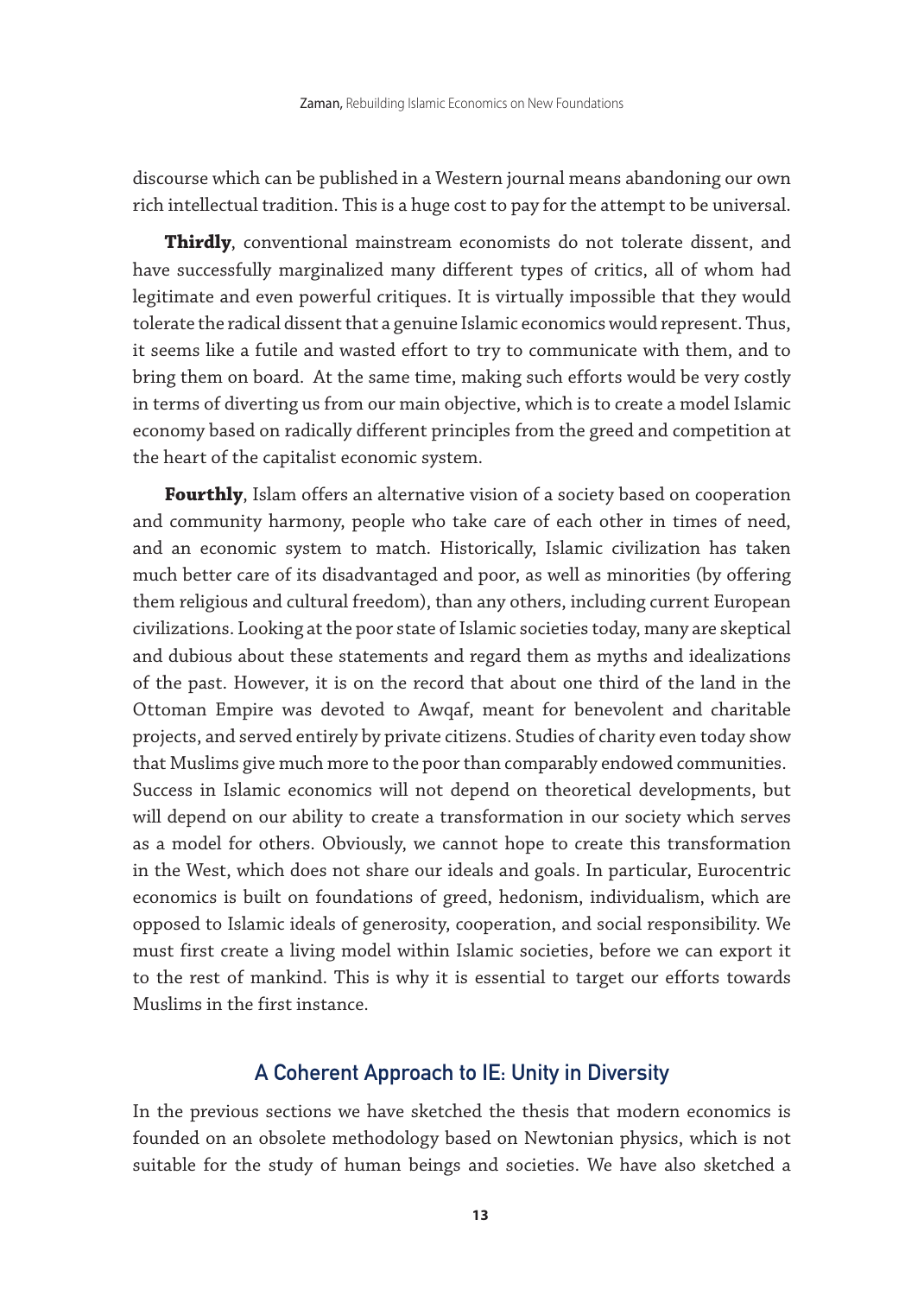discourse which can be published in a Western journal means abandoning our own rich intellectual tradition. This is a huge cost to pay for the attempt to be universal.

**Thirdly**, conventional mainstream economists do not tolerate dissent, and have successfully marginalized many different types of critics, all of whom had legitimate and even powerful critiques. It is virtually impossible that they would tolerate the radical dissent that a genuine Islamic economics would represent. Thus, it seems like a futile and wasted effort to try to communicate with them, and to bring them on board. At the same time, making such efforts would be very costly in terms of diverting us from our main objective, which is to create a model Islamic economy based on radically different principles from the greed and competition at the heart of the capitalist economic system.

**Fourthly**, Islam offers an alternative vision of a society based on cooperation and community harmony, people who take care of each other in times of need, and an economic system to match. Historically, Islamic civilization has taken much better care of its disadvantaged and poor, as well as minorities (by offering them religious and cultural freedom), than any others, including current European civilizations. Looking at the poor state of Islamic societies today, many are skeptical and dubious about these statements and regard them as myths and idealizations of the past. However, it is on the record that about one third of the land in the Ottoman Empire was devoted to Awqaf, meant for benevolent and charitable projects, and served entirely by private citizens. Studies of charity even today show that Muslims give much more to the poor than comparably endowed communities. Success in Islamic economics will not depend on theoretical developments, but will depend on our ability to create a transformation in our society which serves as a model for others. Obviously, we cannot hope to create this transformation in the West, which does not share our ideals and goals. In particular, Eurocentric economics is built on foundations of greed, hedonism, individualism, which are opposed to Islamic ideals of generosity, cooperation, and social responsibility. We must first create a living model within Islamic societies, before we can export it to the rest of mankind. This is why it is essential to target our efforts towards Muslims in the first instance.

## A Coherent Approach to IE: Unity in Diversity

In the previous sections we have sketched the thesis that modern economics is founded on an obsolete methodology based on Newtonian physics, which is not suitable for the study of human beings and societies. We have also sketched a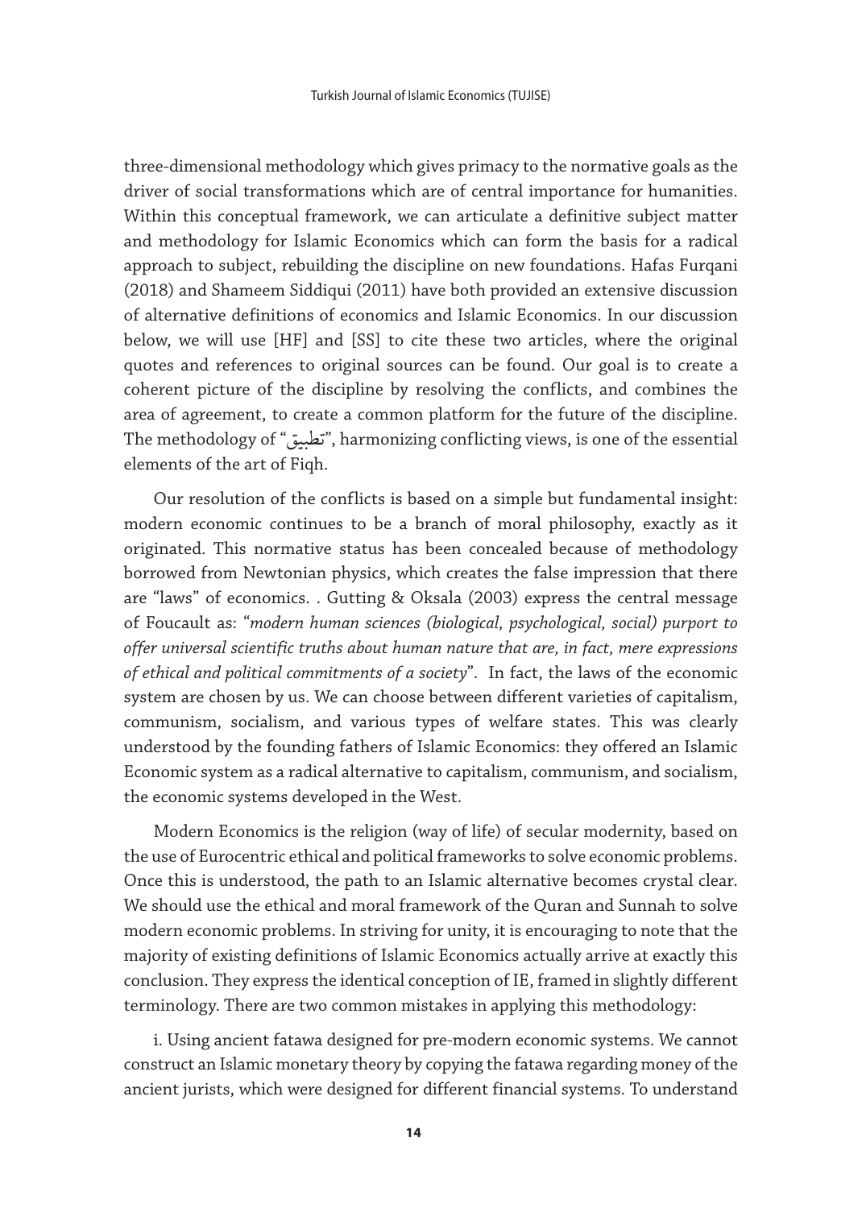three-dimensional methodology which gives primacy to the normative goals as the driver of social transformations which are of central importance for humanities. Within this conceptual framework, we can articulate a definitive subject matter and methodology for Islamic Economics which can form the basis for a radical approach to subject, rebuilding the discipline on new foundations. Hafas Furqani (2018) and Shameem Siddiqui (2011) have both provided an extensive discussion of alternative definitions of economics and Islamic Economics. In our discussion below, we will use [HF] and [SS] to cite these two articles, where the original quotes and references to original sources can be found. Our goal is to create a coherent picture of the discipline by resolving the conflicts, and combines the area of agreement, to create a common platform for the future of the discipline. The methodology of "تطبيق", harmonizing conflicting views, is one of the essential elements of the art of Fiqh.

Our resolution of the conflicts is based on a simple but fundamental insight: modern economic continues to be a branch of moral philosophy, exactly as it originated. This normative status has been concealed because of methodology borrowed from Newtonian physics, which creates the false impression that there are "laws" of economics. . Gutting & Oksala (2003) express the central message of Foucault as: "*modern human sciences (biological, psychological, social) purport to offer universal scientific truths about human nature that are, in fact, mere expressions of ethical and political commitments of a society*". In fact, the laws of the economic system are chosen by us. We can choose between different varieties of capitalism, communism, socialism, and various types of welfare states. This was clearly understood by the founding fathers of Islamic Economics: they offered an Islamic Economic system as a radical alternative to capitalism, communism, and socialism, the economic systems developed in the West.

Modern Economics is the religion (way of life) of secular modernity, based on the use of Eurocentric ethical and political frameworks to solve economic problems. Once this is understood, the path to an Islamic alternative becomes crystal clear. We should use the ethical and moral framework of the Quran and Sunnah to solve modern economic problems. In striving for unity, it is encouraging to note that the majority of existing definitions of Islamic Economics actually arrive at exactly this conclusion. They express the identical conception of IE, framed in slightly different terminology. There are two common mistakes in applying this methodology:

i. Using ancient fatawa designed for pre-modern economic systems. We cannot construct an Islamic monetary theory by copying the fatawa regarding money of the ancient jurists, which were designed for different financial systems. To understand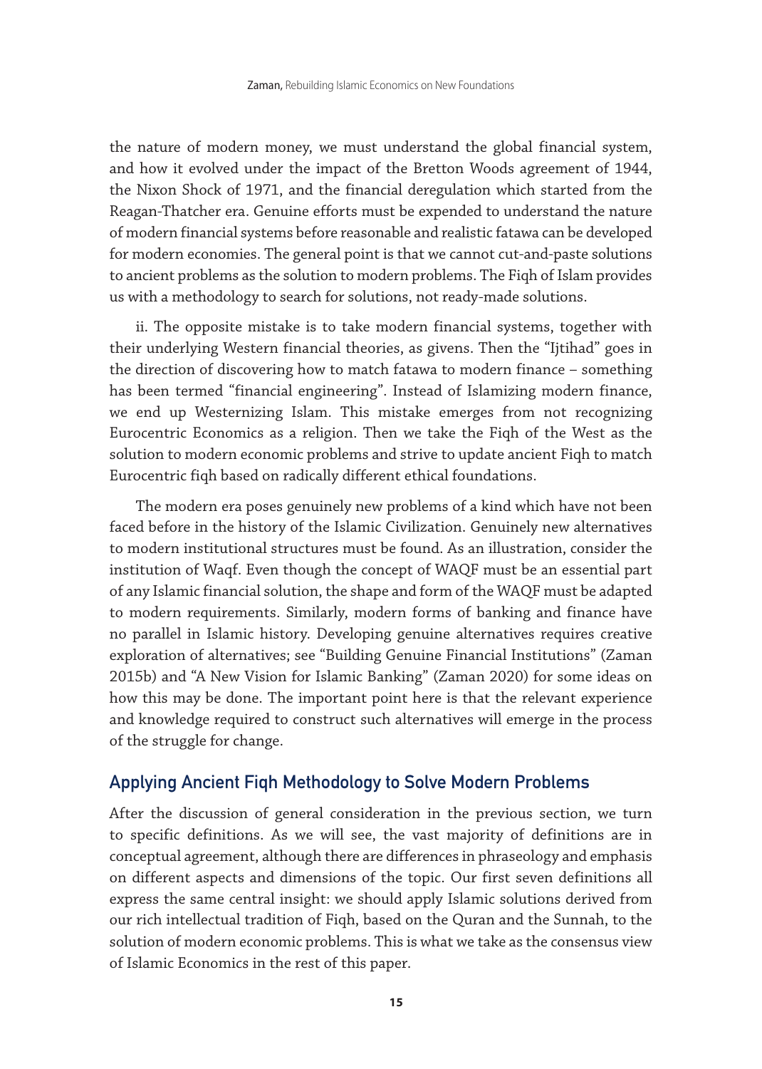the nature of modern money, we must understand the global financial system, and how it evolved under the impact of the Bretton Woods agreement of 1944, the Nixon Shock of 1971, and the financial deregulation which started from the Reagan-Thatcher era. Genuine efforts must be expended to understand the nature of modern financial systems before reasonable and realistic fatawa can be developed for modern economies. The general point is that we cannot cut-and-paste solutions to ancient problems as the solution to modern problems. The Fiqh of Islam provides us with a methodology to search for solutions, not ready-made solutions.

ii. The opposite mistake is to take modern financial systems, together with their underlying Western financial theories, as givens. Then the "Ijtihad" goes in the direction of discovering how to match fatawa to modern finance – something has been termed "financial engineering". Instead of Islamizing modern finance, we end up Westernizing Islam. This mistake emerges from not recognizing Eurocentric Economics as a religion. Then we take the Fiqh of the West as the solution to modern economic problems and strive to update ancient Fiqh to match Eurocentric fiqh based on radically different ethical foundations.

The modern era poses genuinely new problems of a kind which have not been faced before in the history of the Islamic Civilization. Genuinely new alternatives to modern institutional structures must be found. As an illustration, consider the institution of Waqf. Even though the concept of WAQF must be an essential part of any Islamic financial solution, the shape and form of the WAQF must be adapted to modern requirements. Similarly, modern forms of banking and finance have no parallel in Islamic history. Developing genuine alternatives requires creative exploration of alternatives; see "Building Genuine Financial Institutions" (Zaman 2015b) and "A New Vision for Islamic Banking" (Zaman 2020) for some ideas on how this may be done. The important point here is that the relevant experience and knowledge required to construct such alternatives will emerge in the process of the struggle for change.

## Applying Ancient Fiqh Methodology to Solve Modern Problems

After the discussion of general consideration in the previous section, we turn to specific definitions. As we will see, the vast majority of definitions are in conceptual agreement, although there are differences in phraseology and emphasis on different aspects and dimensions of the topic. Our first seven definitions all express the same central insight: we should apply Islamic solutions derived from our rich intellectual tradition of Fiqh, based on the Quran and the Sunnah, to the solution of modern economic problems. This is what we take as the consensus view of Islamic Economics in the rest of this paper.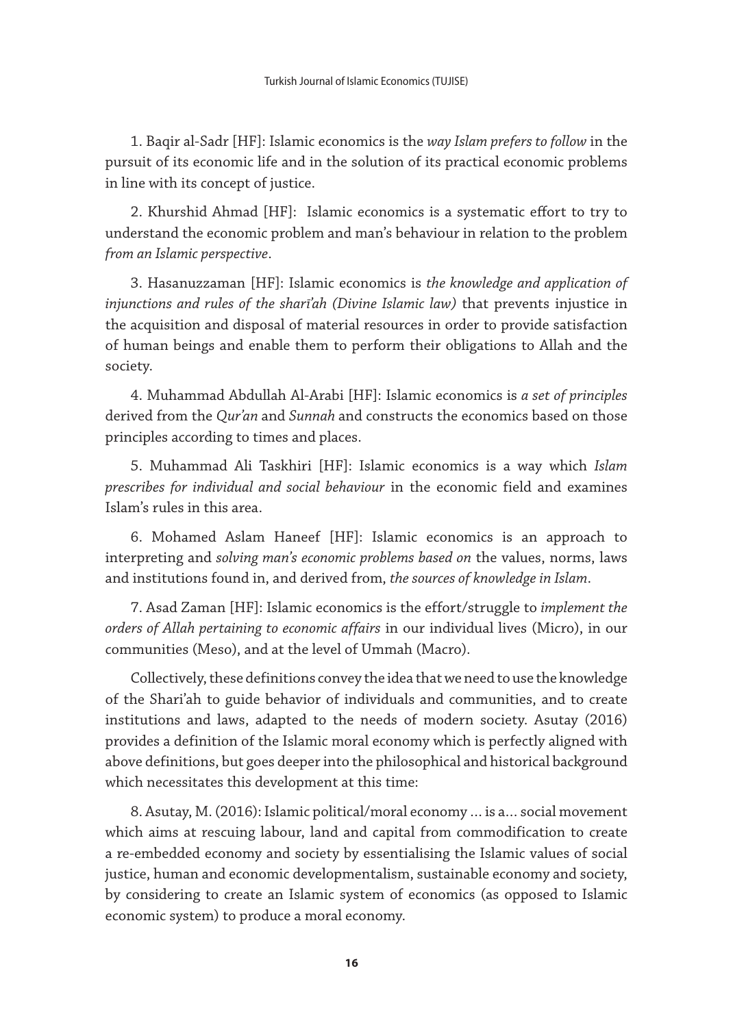1. Baqir al-Sadr [HF]: Islamic economics is the *way Islam prefers to follow* in the pursuit of its economic life and in the solution of its practical economic problems in line with its concept of justice.

2. Khurshid Ahmad [HF]: Islamic economics is a systematic effort to try to understand the economic problem and man's behaviour in relation to the problem *from an Islamic perspective*.

3. Hasanuzzaman [HF]: Islamic economics is *the knowledge and application of injunctions and rules of the sharī'ah (Divine Islamic law)* that prevents injustice in the acquisition and disposal of material resources in order to provide satisfaction of human beings and enable them to perform their obligations to Allah and the society.

4. Muhammad Abdullah Al-Arabi [HF]: Islamic economics is *a set of principles* derived from the *Qur'an* and *Sunnah* and constructs the economics based on those principles according to times and places.

5. Muhammad Ali Taskhiri [HF]: Islamic economics is a way which *Islam prescribes for individual and social behaviour* in the economic field and examines Islam's rules in this area.

6. Mohamed Aslam Haneef [HF]: Islamic economics is an approach to interpreting and *solving man's economic problems based on* the values, norms, laws and institutions found in, and derived from, *the sources of knowledge in Islam*.

7. Asad Zaman [HF]: Islamic economics is the effort/struggle to *implement the orders of Allah pertaining to economic affairs* in our individual lives (Micro), in our communities (Meso), and at the level of Ummah (Macro).

Collectively, these definitions convey the idea that we need to use the knowledge of the Shari'ah to guide behavior of individuals and communities, and to create institutions and laws, adapted to the needs of modern society. Asutay (2016) provides a definition of the Islamic moral economy which is perfectly aligned with above definitions, but goes deeper into the philosophical and historical background which necessitates this development at this time:

8. Asutay, M. (2016): Islamic political/moral economy … is a… social movement which aims at rescuing labour, land and capital from commodification to create a re-embedded economy and society by essentialising the Islamic values of social justice, human and economic developmentalism, sustainable economy and society, by considering to create an Islamic system of economics (as opposed to Islamic economic system) to produce a moral economy.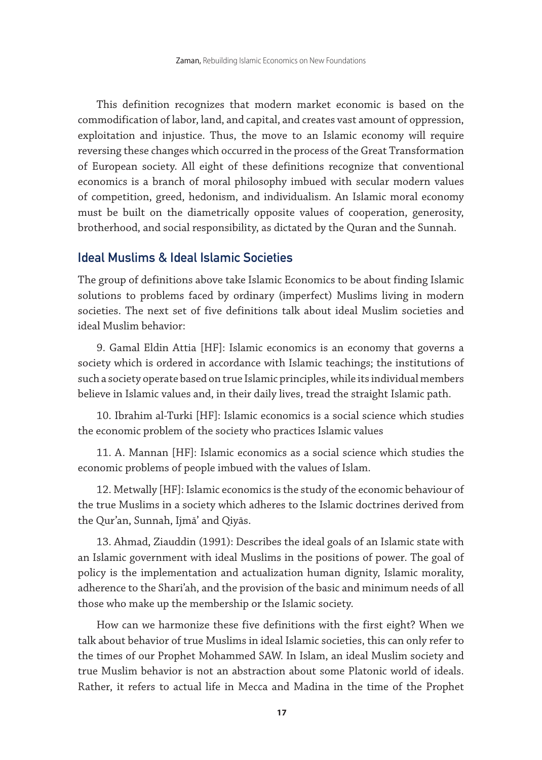This definition recognizes that modern market economic is based on the commodification of labor, land, and capital, and creates vast amount of oppression, exploitation and injustice. Thus, the move to an Islamic economy will require reversing these changes which occurred in the process of the Great Transformation of European society. All eight of these definitions recognize that conventional economics is a branch of moral philosophy imbued with secular modern values of competition, greed, hedonism, and individualism. An Islamic moral economy must be built on the diametrically opposite values of cooperation, generosity, brotherhood, and social responsibility, as dictated by the Quran and the Sunnah.

## Ideal Muslims & Ideal Islamic Societies

The group of definitions above take Islamic Economics to be about finding Islamic solutions to problems faced by ordinary (imperfect) Muslims living in modern societies. The next set of five definitions talk about ideal Muslim societies and ideal Muslim behavior:

9. Gamal Eldin Attia [HF]: Islamic economics is an economy that governs a society which is ordered in accordance with Islamic teachings; the institutions of such a society operate based on true Islamic principles, while its individual members believe in Islamic values and, in their daily lives, tread the straight Islamic path.

10. Ibrahim al-Turki [HF]: Islamic economics is a social science which studies the economic problem of the society who practices Islamic values

11. A. Mannan [HF]: Islamic economics as a social science which studies the economic problems of people imbued with the values of Islam.

12. Metwally [HF]: Islamic economics is the study of the economic behaviour of the true Muslims in a society which adheres to the Islamic doctrines derived from the Qur'an, Sunnah, Ijmā' and Qiyās.

13. Ahmad, Ziauddin (1991): Describes the ideal goals of an Islamic state with an Islamic government with ideal Muslims in the positions of power. The goal of policy is the implementation and actualization human dignity, Islamic morality, adherence to the Shari'ah, and the provision of the basic and minimum needs of all those who make up the membership or the Islamic society.

How can we harmonize these five definitions with the first eight? When we talk about behavior of true Muslims in ideal Islamic societies, this can only refer to the times of our Prophet Mohammed SAW. In Islam, an ideal Muslim society and true Muslim behavior is not an abstraction about some Platonic world of ideals. Rather, it refers to actual life in Mecca and Madina in the time of the Prophet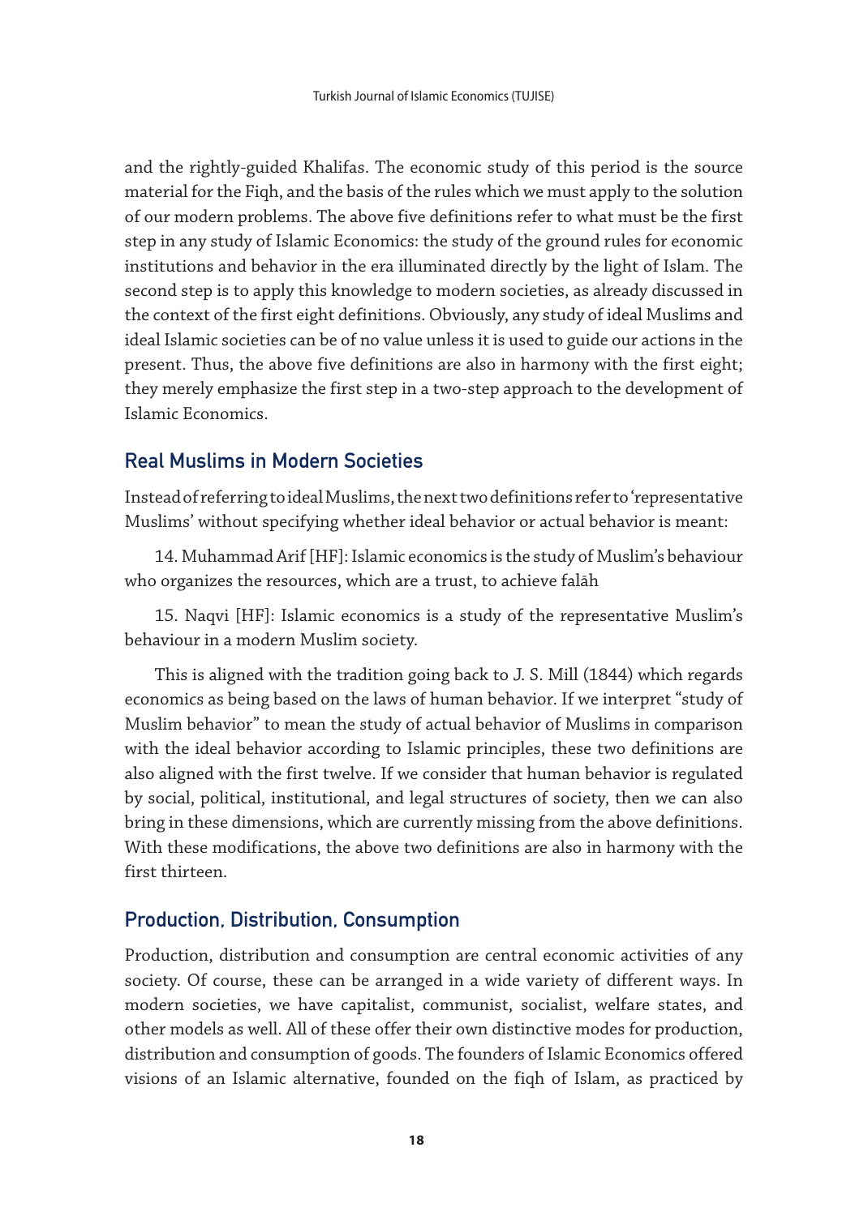and the rightly-guided Khalifas. The economic study of this period is the source material for the Fiqh, and the basis of the rules which we must apply to the solution of our modern problems. The above five definitions refer to what must be the first step in any study of Islamic Economics: the study of the ground rules for economic institutions and behavior in the era illuminated directly by the light of Islam. The second step is to apply this knowledge to modern societies, as already discussed in the context of the first eight definitions. Obviously, any study of ideal Muslims and ideal Islamic societies can be of no value unless it is used to guide our actions in the present. Thus, the above five definitions are also in harmony with the first eight; they merely emphasize the first step in a two-step approach to the development of Islamic Economics.

## Real Muslims in Modern Societies

Instead of referring to ideal Muslims, the next two definitions refer to 'representative Muslims' without specifying whether ideal behavior or actual behavior is meant:

14. Muhammad Arif [HF]: Islamic economics is the study of Muslim's behaviour who organizes the resources, which are a trust, to achieve falāh

15. Naqvi [HF]: Islamic economics is a study of the representative Muslim's behaviour in a modern Muslim society.

This is aligned with the tradition going back to J. S. Mill (1844) which regards economics as being based on the laws of human behavior. If we interpret "study of Muslim behavior" to mean the study of actual behavior of Muslims in comparison with the ideal behavior according to Islamic principles, these two definitions are also aligned with the first twelve. If we consider that human behavior is regulated by social, political, institutional, and legal structures of society, then we can also bring in these dimensions, which are currently missing from the above definitions. With these modifications, the above two definitions are also in harmony with the first thirteen.

## Production, Distribution, Consumption

Production, distribution and consumption are central economic activities of any society. Of course, these can be arranged in a wide variety of different ways. In modern societies, we have capitalist, communist, socialist, welfare states, and other models as well. All of these offer their own distinctive modes for production, distribution and consumption of goods. The founders of Islamic Economics offered visions of an Islamic alternative, founded on the fiqh of Islam, as practiced by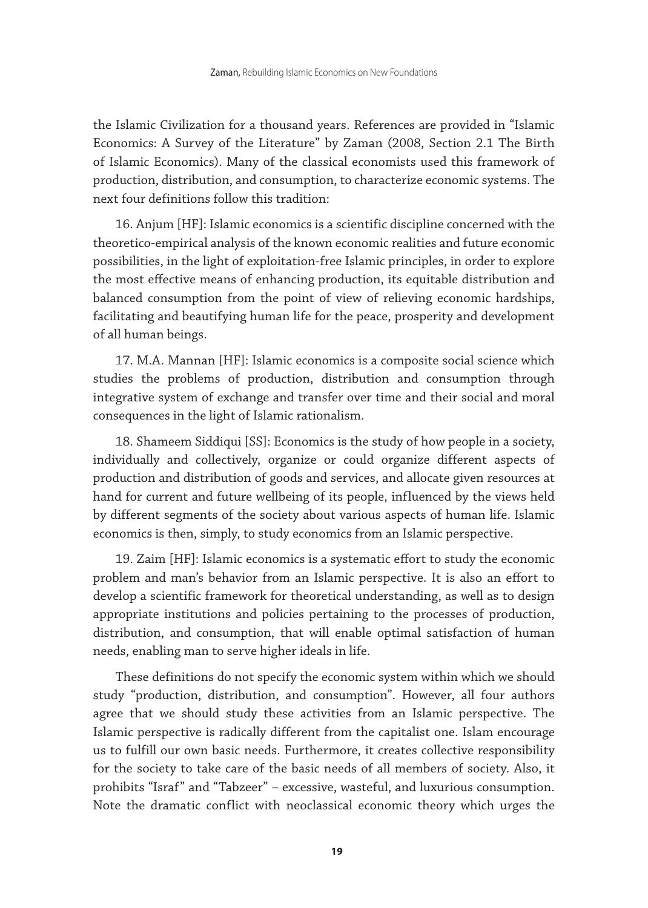the Islamic Civilization for a thousand years. References are provided in "Islamic Economics: A Survey of the Literature" by Zaman (2008, Section 2.1 The Birth of Islamic Economics). Many of the classical economists used this framework of production, distribution, and consumption, to characterize economic systems. The next four definitions follow this tradition:

16. Anjum [HF]: Islamic economics is a scientific discipline concerned with the theoretico-empirical analysis of the known economic realities and future economic possibilities, in the light of exploitation-free Islamic principles, in order to explore the most effective means of enhancing production, its equitable distribution and balanced consumption from the point of view of relieving economic hardships, facilitating and beautifying human life for the peace, prosperity and development of all human beings.

17. M.A. Mannan [HF]: Islamic economics is a composite social science which studies the problems of production, distribution and consumption through integrative system of exchange and transfer over time and their social and moral consequences in the light of Islamic rationalism.

18. Shameem Siddiqui [SS]: Economics is the study of how people in a society, individually and collectively, organize or could organize different aspects of production and distribution of goods and services, and allocate given resources at hand for current and future wellbeing of its people, influenced by the views held by different segments of the society about various aspects of human life. Islamic economics is then, simply, to study economics from an Islamic perspective.

19. Zaim [HF]: Islamic economics is a systematic effort to study the economic problem and man's behavior from an Islamic perspective. It is also an effort to develop a scientific framework for theoretical understanding, as well as to design appropriate institutions and policies pertaining to the processes of production, distribution, and consumption, that will enable optimal satisfaction of human needs, enabling man to serve higher ideals in life.

These definitions do not specify the economic system within which we should study "production, distribution, and consumption". However, all four authors agree that we should study these activities from an Islamic perspective. The Islamic perspective is radically different from the capitalist one. Islam encourage us to fulfill our own basic needs. Furthermore, it creates collective responsibility for the society to take care of the basic needs of all members of society. Also, it prohibits "Israf" and "Tabzeer" – excessive, wasteful, and luxurious consumption. Note the dramatic conflict with neoclassical economic theory which urges the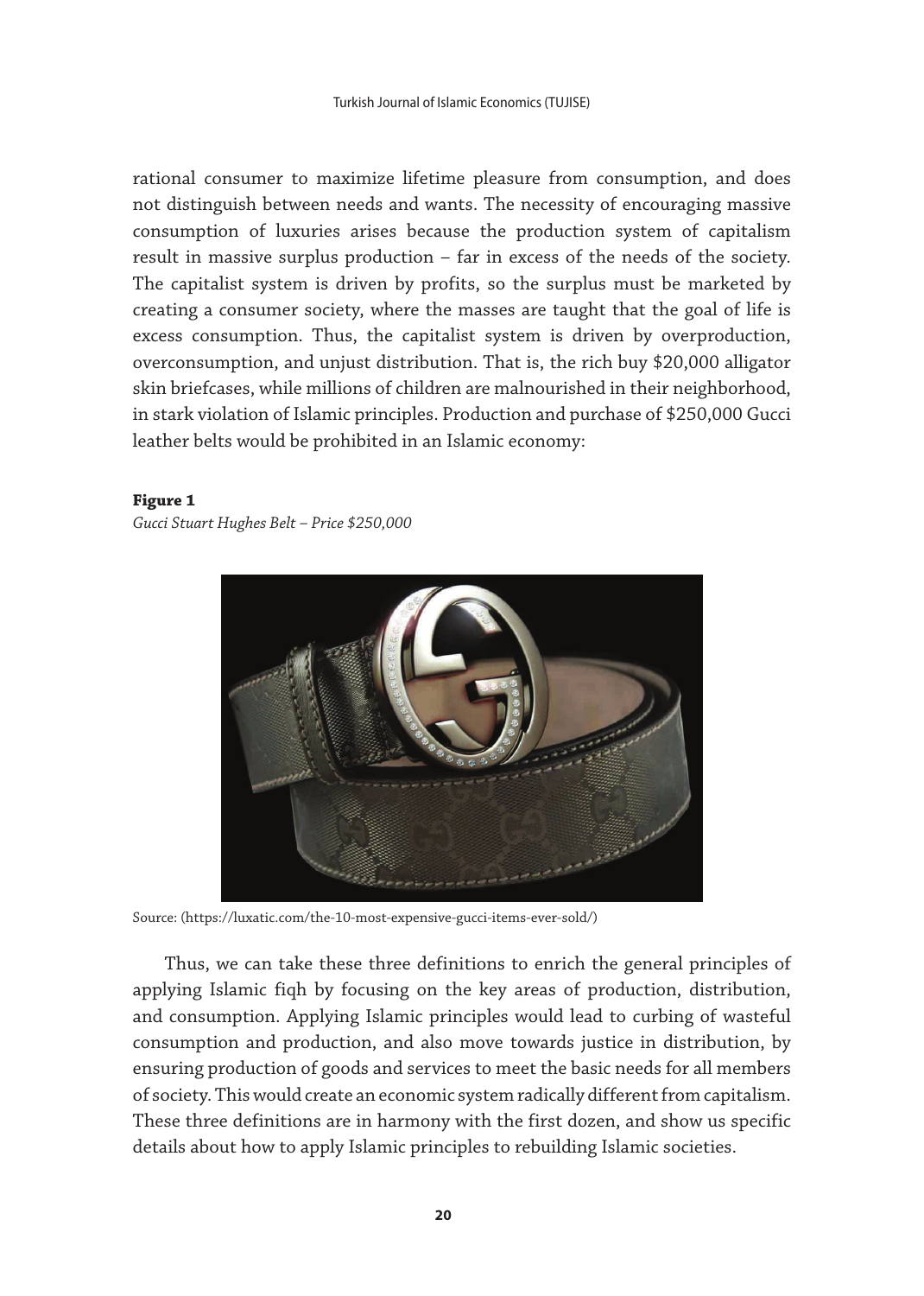rational consumer to maximize lifetime pleasure from consumption, and does not distinguish between needs and wants. The necessity of encouraging massive consumption of luxuries arises because the production system of capitalism result in massive surplus production – far in excess of the needs of the society. The capitalist system is driven by profits, so the surplus must be marketed by creating a consumer society, where the masses are taught that the goal of life is excess consumption. Thus, the capitalist system is driven by overproduction, overconsumption, and unjust distribution. That is, the rich buy $20,000 alligator skin briefcases, while millions of children are malnourished in their neighborhood, in stark violation of Islamic principles. Production and purchase of $250,000 Gucci leather belts would be prohibited in an Islamic economy:

**Figure 1**

*Gucci Stuart Hughes Belt – Price $250,000*

Source: (https://luxatic.com/the-10-most-expensive-gucci-items-ever-sold/)

Thus, we can take these three definitions to enrich the general principles of applying Islamic fiqh by focusing on the key areas of production, distribution, and consumption. Applying Islamic principles would lead to curbing of wasteful consumption and production, and also move towards justice in distribution, by ensuring production of goods and services to meet the basic needs for all members of society. This would create an economic system radically different from capitalism. These three definitions are in harmony with the first dozen, and show us specific details about how to apply Islamic principles to rebuilding Islamic societies.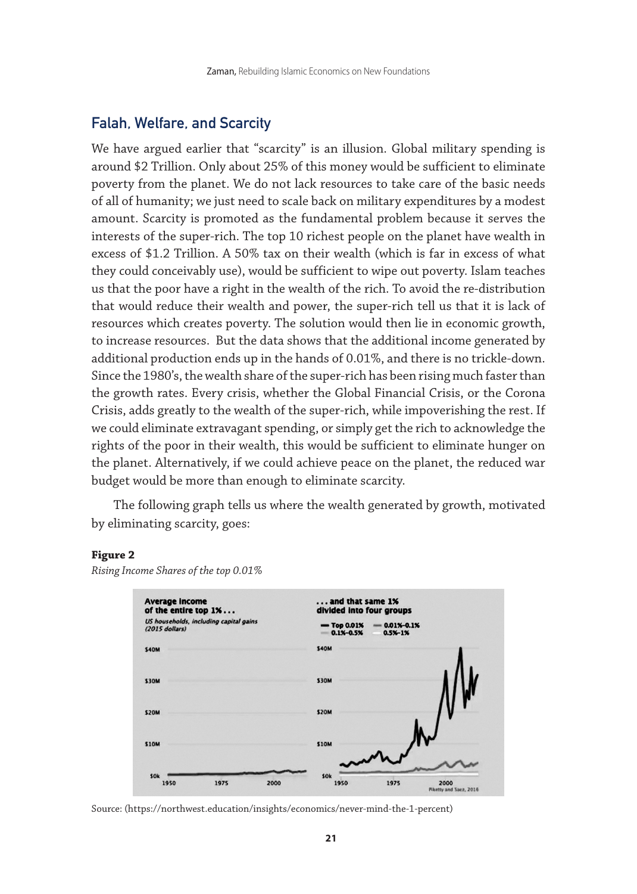## Falah, Welfare, and Scarcity

We have argued earlier that "scarcity" is an illusion. Global military spending is around $2 Trillion. Only about 25% of this money would be sufficient to eliminate poverty from the planet. We do not lack resources to take care of the basic needs of all of humanity; we just need to scale back on military expenditures by a modest amount. Scarcity is promoted as the fundamental problem because it serves the interests of the super-rich. The top 10 richest people on the planet have wealth in excess of $1.2 Trillion. A 50% tax on their wealth (which is far in excess of what they could conceivably use), would be sufficient to wipe out poverty. Islam teaches us that the poor have a right in the wealth of the rich. To avoid the re-distribution that would reduce their wealth and power, the super-rich tell us that it is lack of resources which creates poverty. The solution would then lie in economic growth, to increase resources. But the data shows that the additional income generated by additional production ends up in the hands of 0.01%, and there is no trickle-down. Since the 1980's, the wealth share of the super-rich has been rising much faster than the growth rates. Every crisis, whether the Global Financial Crisis, or the Corona Crisis, adds greatly to the wealth of the super-rich, while impoverishing the rest. If we could eliminate extravagant spending, or simply get the rich to acknowledge the rights of the poor in their wealth, this would be sufficient to eliminate hunger on the planet. Alternatively, if we could achieve peace on the planet, the reduced war budget would be more than enough to eliminate scarcity.

The following graph tells us where the wealth generated by growth, motivated by eliminating scarcity, goes:

**Figure 2**

*Rising Income Shares of the top 0.01%*

Source: (https://northwest.education/insights/economics/never-mind-the-1-percent)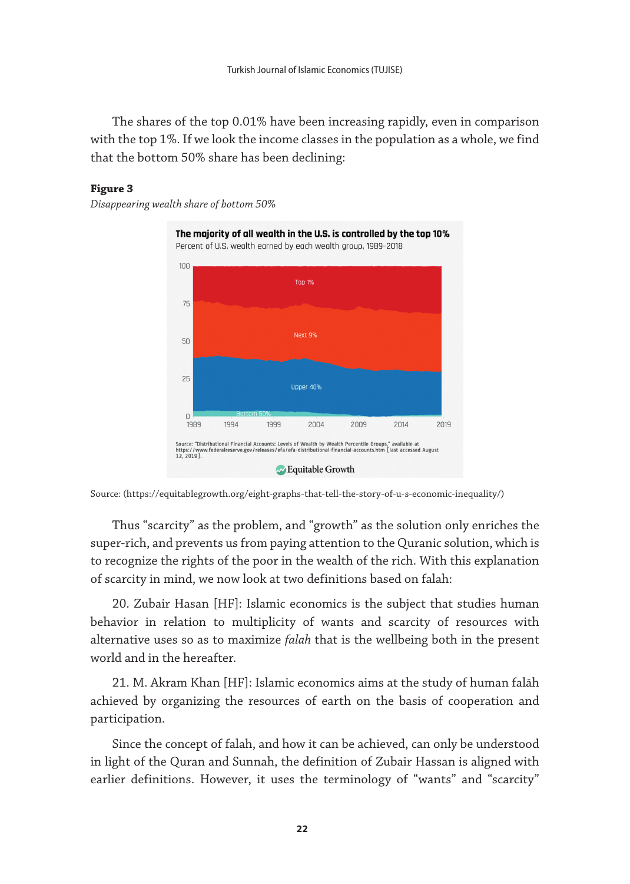The shares of the top 0.01% have been increasing rapidly, even in comparison with the top 1%. If we look the income classes in the population as a whole, we find that the bottom 50% share has been declining:

**Figure 3**

*Disappearing wealth share of bottom 50%*

Source: (https://equitablegrowth.org/eight-graphs-that-tell-the-story-of-u-s-economic-inequality/)

Thus "scarcity" as the problem, and "growth" as the solution only enriches the super-rich, and prevents us from paying attention to the Quranic solution, which is to recognize the rights of the poor in the wealth of the rich. With this explanation of scarcity in mind, we now look at two definitions based on falah:

20. Zubair Hasan [HF]: Islamic economics is the subject that studies human behavior in relation to multiplicity of wants and scarcity of resources with alternative uses so as to maximize *falah* that is the wellbeing both in the present world and in the hereafter.

21. M. Akram Khan [HF]: Islamic economics aims at the study of human falāh achieved by organizing the resources of earth on the basis of cooperation and participation.

Since the concept of falah, and how it can be achieved, can only be understood in light of the Quran and Sunnah, the definition of Zubair Hassan is aligned with earlier definitions. However, it uses the terminology of "wants" and "scarcity"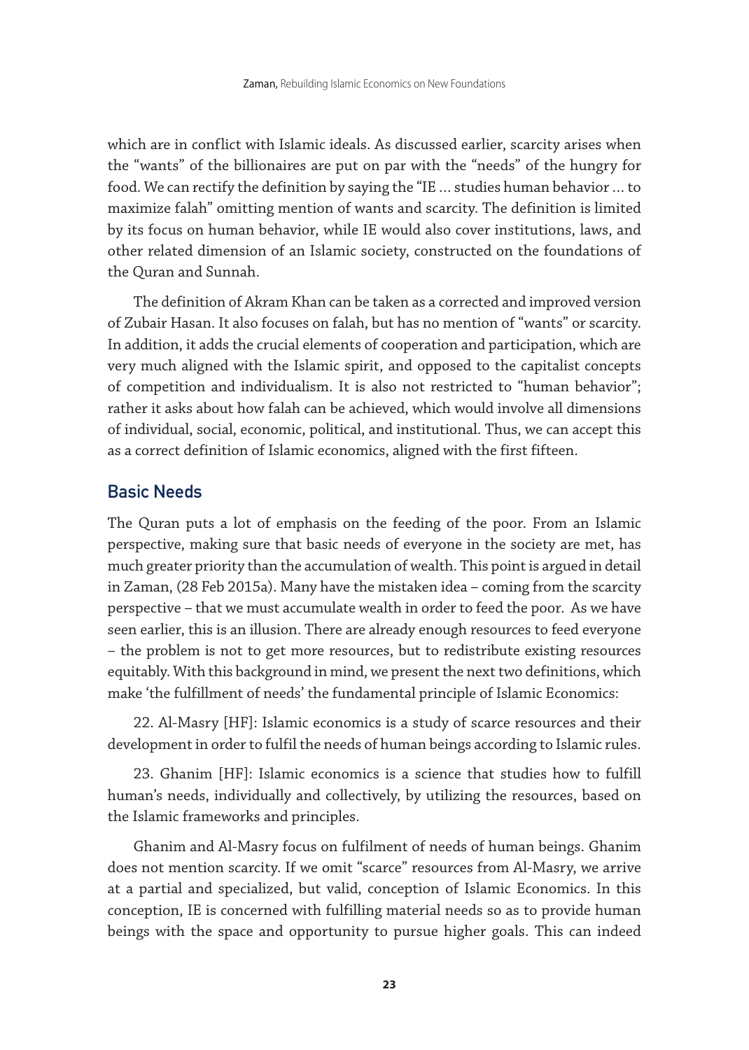which are in conflict with Islamic ideals. As discussed earlier, scarcity arises when the "wants" of the billionaires are put on par with the "needs" of the hungry for food. We can rectify the definition by saying the "IE … studies human behavior … to maximize falah" omitting mention of wants and scarcity. The definition is limited by its focus on human behavior, while IE would also cover institutions, laws, and other related dimension of an Islamic society, constructed on the foundations of the Quran and Sunnah.

The definition of Akram Khan can be taken as a corrected and improved version of Zubair Hasan. It also focuses on falah, but has no mention of "wants" or scarcity. In addition, it adds the crucial elements of cooperation and participation, which are very much aligned with the Islamic spirit, and opposed to the capitalist concepts of competition and individualism. It is also not restricted to "human behavior"; rather it asks about how falah can be achieved, which would involve all dimensions of individual, social, economic, political, and institutional. Thus, we can accept this as a correct definition of Islamic economics, aligned with the first fifteen.

## Basic Needs

The Quran puts a lot of emphasis on the feeding of the poor. From an Islamic perspective, making sure that basic needs of everyone in the society are met, has much greater priority than the accumulation of wealth. This point is argued in detail in Zaman, (28 Feb 2015a). Many have the mistaken idea – coming from the scarcity perspective – that we must accumulate wealth in order to feed the poor. As we have seen earlier, this is an illusion. There are already enough resources to feed everyone – the problem is not to get more resources, but to redistribute existing resources equitably. With this background in mind, we present the next two definitions, which make 'the fulfillment of needs' the fundamental principle of Islamic Economics:

22. Al-Masry [HF]: Islamic economics is a study of scarce resources and their development in order to fulfil the needs of human beings according to Islamic rules.

23. Ghanim [HF]: Islamic economics is a science that studies how to fulfill human's needs, individually and collectively, by utilizing the resources, based on the Islamic frameworks and principles.

Ghanim and Al-Masry focus on fulfilment of needs of human beings. Ghanim does not mention scarcity. If we omit "scarce" resources from Al-Masry, we arrive at a partial and specialized, but valid, conception of Islamic Economics. In this conception, IE is concerned with fulfilling material needs so as to provide human beings with the space and opportunity to pursue higher goals. This can indeed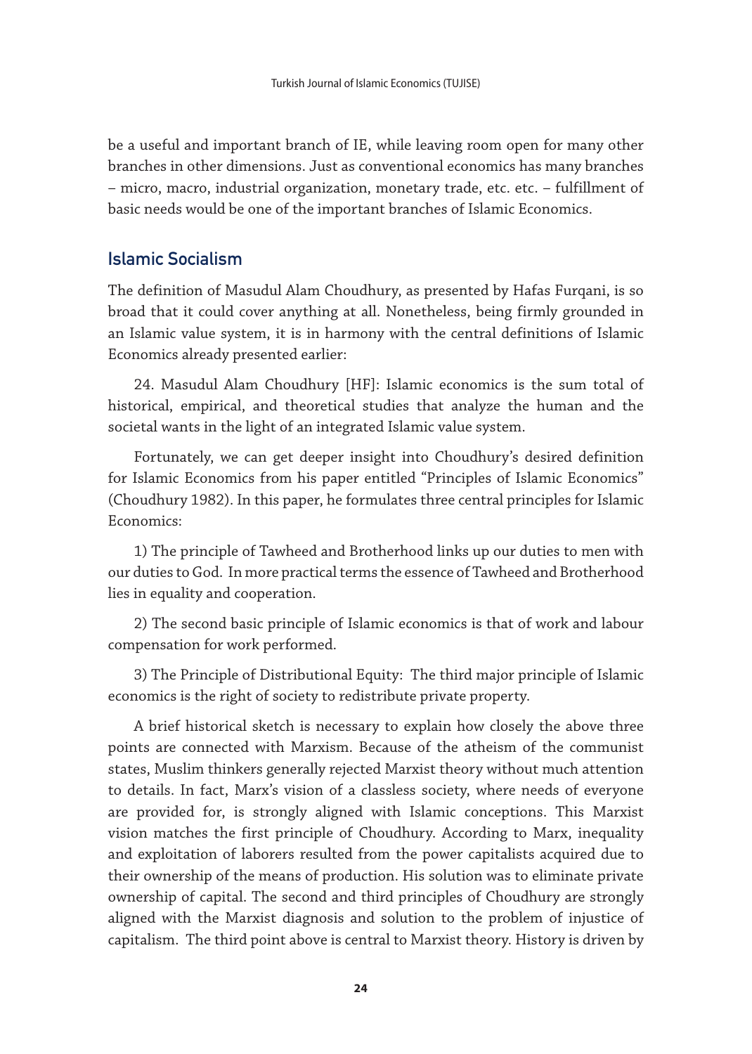be a useful and important branch of IE, while leaving room open for many other branches in other dimensions. Just as conventional economics has many branches – micro, macro, industrial organization, monetary trade, etc. etc. – fulfillment of basic needs would be one of the important branches of Islamic Economics.

## Islamic Socialism

The definition of Masudul Alam Choudhury, as presented by Hafas Furqani, is so broad that it could cover anything at all. Nonetheless, being firmly grounded in an Islamic value system, it is in harmony with the central definitions of Islamic Economics already presented earlier:

24. Masudul Alam Choudhury [HF]: Islamic economics is the sum total of historical, empirical, and theoretical studies that analyze the human and the societal wants in the light of an integrated Islamic value system.

Fortunately, we can get deeper insight into Choudhury's desired definition for Islamic Economics from his paper entitled "Principles of Islamic Economics" (Choudhury 1982). In this paper, he formulates three central principles for Islamic Economics:

1) The principle of Tawheed and Brotherhood links up our duties to men with our duties to God. In more practical terms the essence of Tawheed and Brotherhood lies in equality and cooperation.

2) The second basic principle of Islamic economics is that of work and labour compensation for work performed.

3) The Principle of Distributional Equity: The third major principle of Islamic economics is the right of society to redistribute private property.

A brief historical sketch is necessary to explain how closely the above three points are connected with Marxism. Because of the atheism of the communist states, Muslim thinkers generally rejected Marxist theory without much attention to details. In fact, Marx's vision of a classless society, where needs of everyone are provided for, is strongly aligned with Islamic conceptions. This Marxist vision matches the first principle of Choudhury. According to Marx, inequality and exploitation of laborers resulted from the power capitalists acquired due to their ownership of the means of production. His solution was to eliminate private ownership of capital. The second and third principles of Choudhury are strongly aligned with the Marxist diagnosis and solution to the problem of injustice of capitalism. The third point above is central to Marxist theory. History is driven by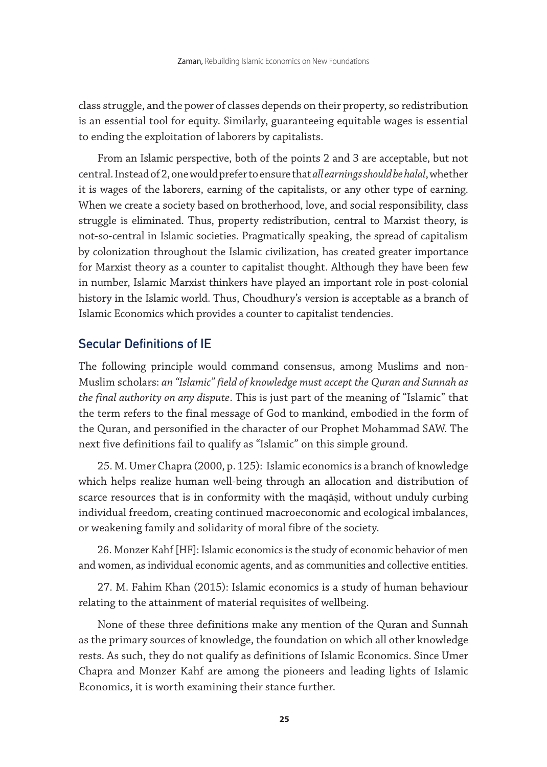class struggle, and the power of classes depends on their property, so redistribution is an essential tool for equity. Similarly, guaranteeing equitable wages is essential to ending the exploitation of laborers by capitalists.

From an Islamic perspective, both of the points 2 and 3 are acceptable, but not central. Instead of 2, one would prefer to ensure that *all earnings should be halal*, whether it is wages of the laborers, earning of the capitalists, or any other type of earning. When we create a society based on brotherhood, love, and social responsibility, class struggle is eliminated. Thus, property redistribution, central to Marxist theory, is not-so-central in Islamic societies. Pragmatically speaking, the spread of capitalism by colonization throughout the Islamic civilization, has created greater importance for Marxist theory as a counter to capitalist thought. Although they have been few in number, Islamic Marxist thinkers have played an important role in post-colonial history in the Islamic world. Thus, Choudhury's version is acceptable as a branch of Islamic Economics which provides a counter to capitalist tendencies.

## Secular Definitions of IE

The following principle would command consensus, among Muslims and non-Muslim scholars: *an "Islamic" field of knowledge must accept the Quran and Sunnah as the final authority on any dispute*. This is just part of the meaning of "Islamic" that the term refers to the final message of God to mankind, embodied in the form of the Quran, and personified in the character of our Prophet Mohammad SAW. The next five definitions fail to qualify as "Islamic" on this simple ground.

25. M. Umer Chapra (2000, p. 125): Islamic economics is a branch of knowledge which helps realize human well-being through an allocation and distribution of scarce resources that is in conformity with the maqāṣid, without unduly curbing individual freedom, creating continued macroeconomic and ecological imbalances, or weakening family and solidarity of moral fibre of the society.

26. Monzer Kahf [HF]: Islamic economics is the study of economic behavior of men and women, as individual economic agents, and as communities and collective entities.

27. M. Fahim Khan (2015): Islamic economics is a study of human behaviour relating to the attainment of material requisites of wellbeing.

None of these three definitions make any mention of the Quran and Sunnah as the primary sources of knowledge, the foundation on which all other knowledge rests. As such, they do not qualify as definitions of Islamic Economics. Since Umer Chapra and Monzer Kahf are among the pioneers and leading lights of Islamic Economics, it is worth examining their stance further.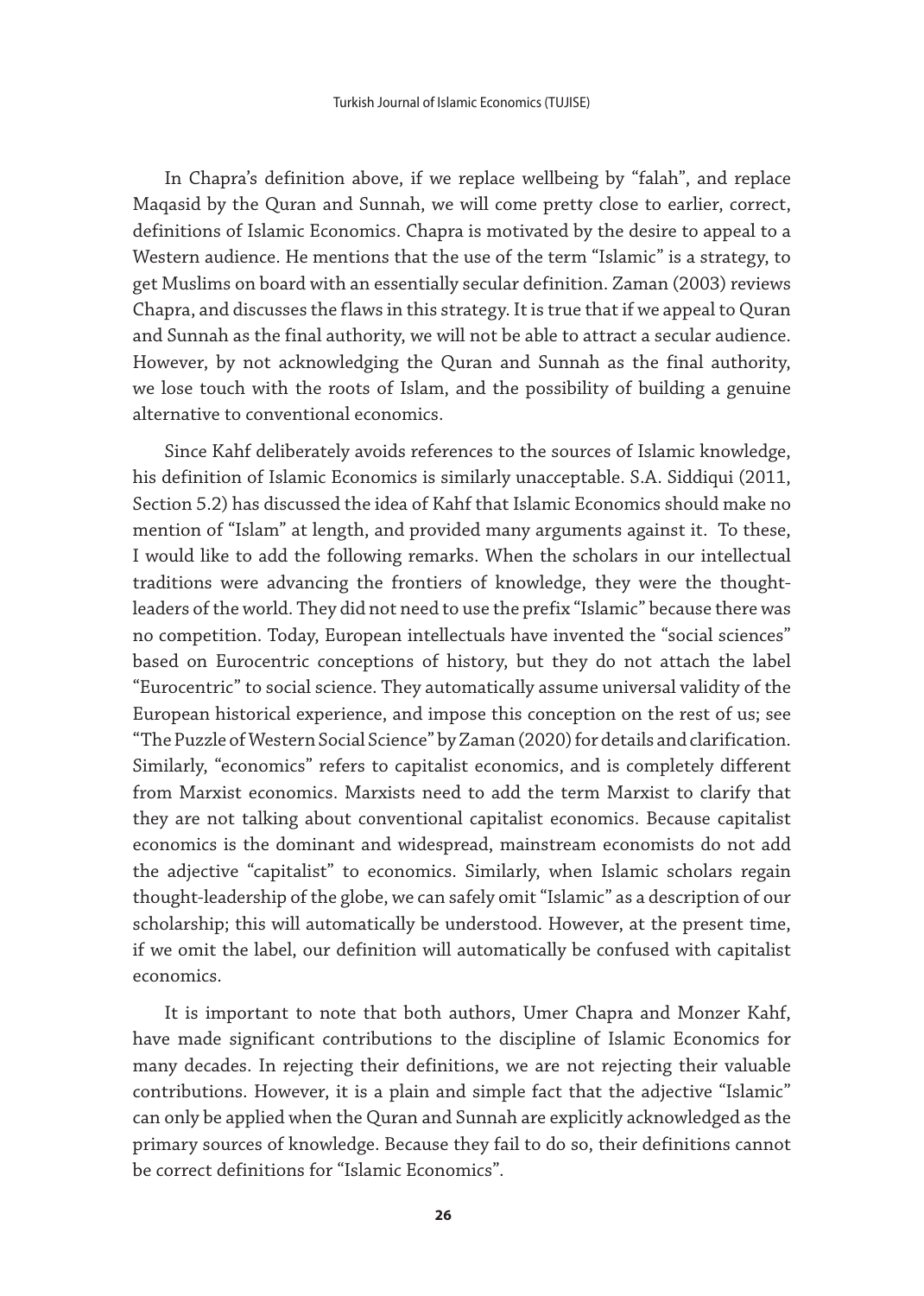In Chapra's definition above, if we replace wellbeing by "falah", and replace Maqasid by the Quran and Sunnah, we will come pretty close to earlier, correct, definitions of Islamic Economics. Chapra is motivated by the desire to appeal to a Western audience. He mentions that the use of the term "Islamic" is a strategy, to get Muslims on board with an essentially secular definition. Zaman (2003) reviews Chapra, and discusses the flaws in this strategy. It is true that if we appeal to Quran and Sunnah as the final authority, we will not be able to attract a secular audience. However, by not acknowledging the Quran and Sunnah as the final authority, we lose touch with the roots of Islam, and the possibility of building a genuine alternative to conventional economics.

Since Kahf deliberately avoids references to the sources of Islamic knowledge, his definition of Islamic Economics is similarly unacceptable. S.A. Siddiqui (2011, Section 5.2) has discussed the idea of Kahf that Islamic Economics should make no mention of "Islam" at length, and provided many arguments against it. To these, I would like to add the following remarks. When the scholars in our intellectual traditions were advancing the frontiers of knowledge, they were the thought-leaders of the world. They did not need to use the prefix "Islamic" because there was no competition. Today, European intellectuals have invented the "social sciences" based on Eurocentric conceptions of history, but they do not attach the label "Eurocentric" to social science. They automatically assume universal validity of the European historical experience, and impose this conception on the rest of us; see "The Puzzle of Western Social Science" by Zaman (2020) for details and clarification. Similarly, "economics" refers to capitalist economics, and is completely different from Marxist economics. Marxists need to add the term Marxist to clarify that they are not talking about conventional capitalist economics. Because capitalist economics is the dominant and widespread, mainstream economists do not add the adjective "capitalist" to economics. Similarly, when Islamic scholars regain thought-leadership of the globe, we can safely omit "Islamic" as a description of our scholarship; this will automatically be understood. However, at the present time, if we omit the label, our definition will automatically be confused with capitalist economics.

It is important to note that both authors, Umer Chapra and Monzer Kahf, have made significant contributions to the discipline of Islamic Economics for many decades. In rejecting their definitions, we are not rejecting their valuable contributions. However, it is a plain and simple fact that the adjective "Islamic" can only be applied when the Quran and Sunnah are explicitly acknowledged as the primary sources of knowledge. Because they fail to do so, their definitions cannot be correct definitions for "Islamic Economics".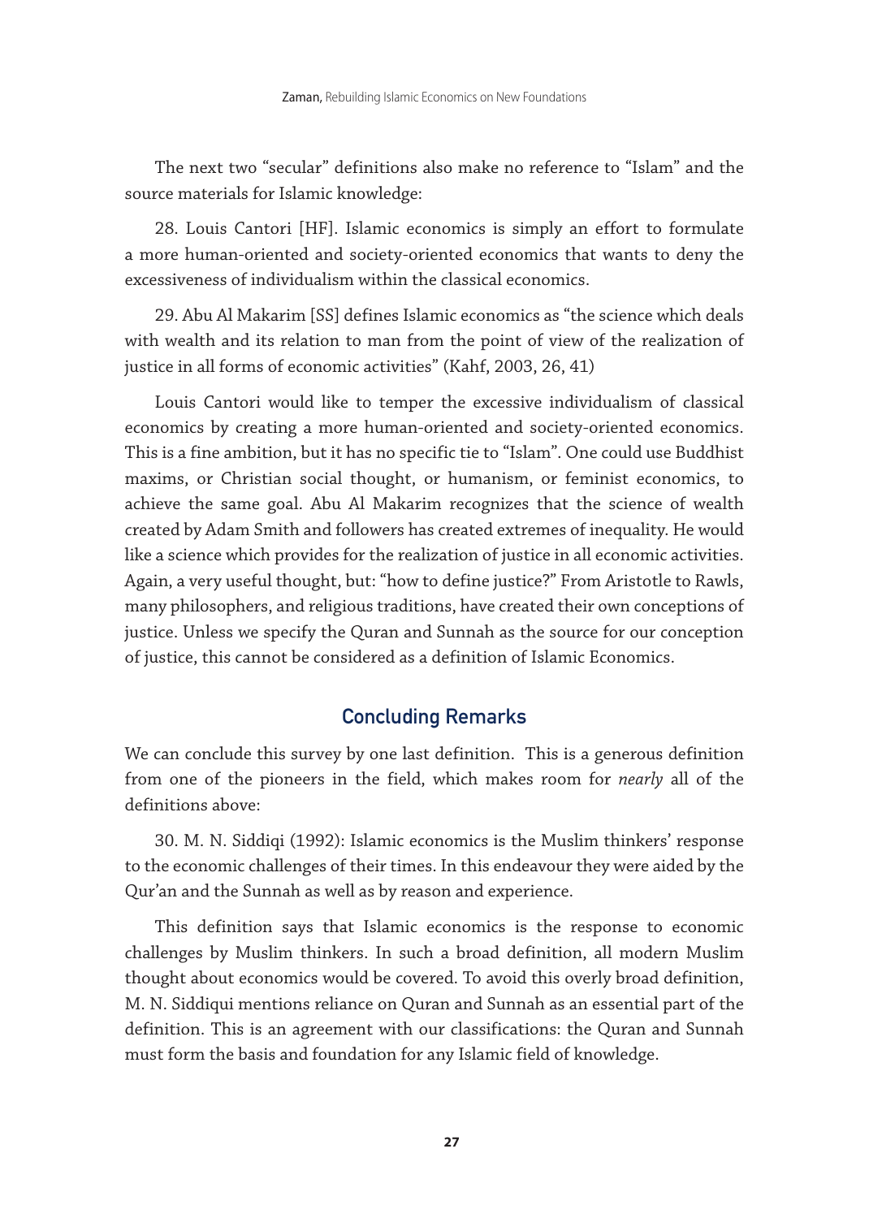The next two "secular" definitions also make no reference to "Islam" and the source materials for Islamic knowledge:

28. Louis Cantori [HF]. Islamic economics is simply an effort to formulate a more human-oriented and society-oriented economics that wants to deny the excessiveness of individualism within the classical economics.

29. Abu Al Makarim [SS] defines Islamic economics as "the science which deals with wealth and its relation to man from the point of view of the realization of justice in all forms of economic activities" (Kahf, 2003, 26, 41)

Louis Cantori would like to temper the excessive individualism of classical economics by creating a more human-oriented and society-oriented economics. This is a fine ambition, but it has no specific tie to "Islam". One could use Buddhist maxims, or Christian social thought, or humanism, or feminist economics, to achieve the same goal. Abu Al Makarim recognizes that the science of wealth created by Adam Smith and followers has created extremes of inequality. He would like a science which provides for the realization of justice in all economic activities. Again, a very useful thought, but: "how to define justice?" From Aristotle to Rawls, many philosophers, and religious traditions, have created their own conceptions of justice. Unless we specify the Quran and Sunnah as the source for our conception of justice, this cannot be considered as a definition of Islamic Economics.

## Concluding Remarks

We can conclude this survey by one last definition. This is a generous definition from one of the pioneers in the field, which makes room for *nearly* all of the definitions above:

30. M. N. Siddiqi (1992): Islamic economics is the Muslim thinkers' response to the economic challenges of their times. In this endeavour they were aided by the Qur'an and the Sunnah as well as by reason and experience.

This definition says that Islamic economics is the response to economic challenges by Muslim thinkers. In such a broad definition, all modern Muslim thought about economics would be covered. To avoid this overly broad definition, M. N. Siddiqui mentions reliance on Quran and Sunnah as an essential part of the definition. This is an agreement with our classifications: the Quran and Sunnah must form the basis and foundation for any Islamic field of knowledge.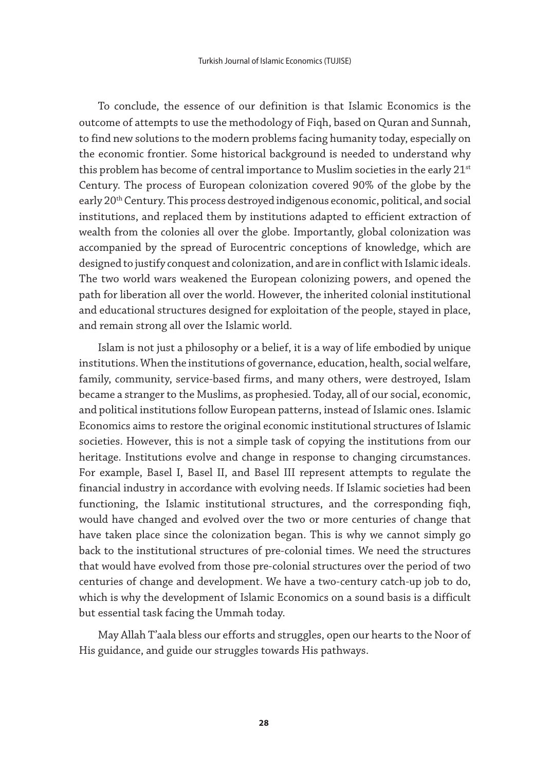To conclude, the essence of our definition is that Islamic Economics is the outcome of attempts to use the methodology of Fiqh, based on Quran and Sunnah, to find new solutions to the modern problems facing humanity today, especially on the economic frontier. Some historical background is needed to understand why this problem has become of central importance to Muslim societies in the early 21st Century. The process of European colonization covered 90% of the globe by the early 20th Century. This process destroyed indigenous economic, political, and social institutions, and replaced them by institutions adapted to efficient extraction of wealth from the colonies all over the globe. Importantly, global colonization was accompanied by the spread of Eurocentric conceptions of knowledge, which are designed to justify conquest and colonization, and are in conflict with Islamic ideals. The two world wars weakened the European colonizing powers, and opened the path for liberation all over the world. However, the inherited colonial institutional and educational structures designed for exploitation of the people, stayed in place, and remain strong all over the Islamic world.

Islam is not just a philosophy or a belief, it is a way of life embodied by unique institutions. When the institutions of governance, education, health, social welfare, family, community, service-based firms, and many others, were destroyed, Islam became a stranger to the Muslims, as prophesied. Today, all of our social, economic, and political institutions follow European patterns, instead of Islamic ones. Islamic Economics aims to restore the original economic institutional structures of Islamic societies. However, this is not a simple task of copying the institutions from our heritage. Institutions evolve and change in response to changing circumstances. For example, Basel I, Basel II, and Basel III represent attempts to regulate the financial industry in accordance with evolving needs. If Islamic societies had been functioning, the Islamic institutional structures, and the corresponding fiqh, would have changed and evolved over the two or more centuries of change that have taken place since the colonization began. This is why we cannot simply go back to the institutional structures of pre-colonial times. We need the structures that would have evolved from those pre-colonial structures over the period of two centuries of change and development. We have a two-century catch-up job to do, which is why the development of Islamic Economics on a sound basis is a difficult but essential task facing the Ummah today.

May Allah T'aala bless our efforts and struggles, open our hearts to the Noor of His guidance, and guide our struggles towards His pathways.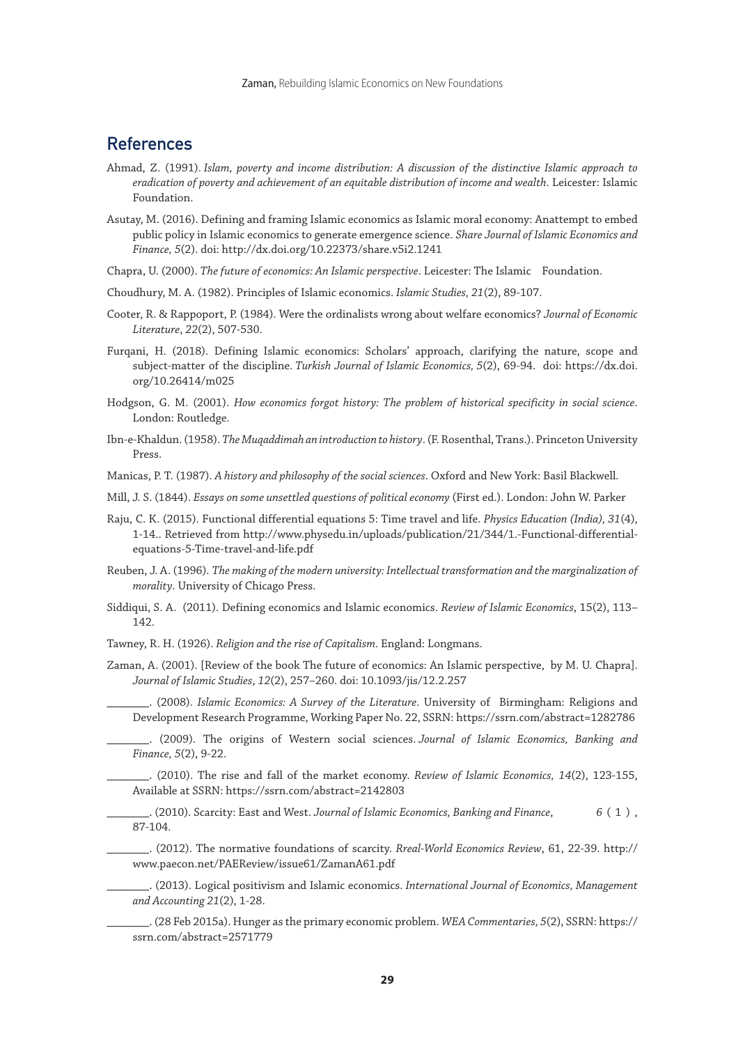## References

Ahmad, Z. (1991). *Islam, poverty and income distribution: A discussion of the distinctive Islamic approach to eradication of poverty and achievement of an equitable distribution of income and wealth*. Leicester: Islamic Foundation.

Asutay, M. (2016). Defining and framing Islamic economics as Islamic moral economy: Anattempt to embed public policy in Islamic economics to generate emergence science. *Share Journal of Islamic Economics and Finance, 5*(2). doi: http://dx.doi.org/10.22373/share.v5i2.1241

Chapra, U. (2000). *The future of economics: An Islamic perspective*. Leicester: The Islamic Foundation.

Choudhury, M. A. (1982). Principles of Islamic economics. *Islamic Studies, 21*(2), 89-107.

Cooter, R. & Rappoport, P. (1984). Were the ordinalists wrong about welfare economics? *Journal of Economic Literature*, *22*(2), 507-530.

Furqani, H. (2018). Defining Islamic economics: Scholars' approach, clarifying the nature, scope and subject-matter of the discipline. *Turkish Journal of Islamic Economics, 5*(2), 69-94. doi: https://dx.doi.org/10.26414/m025

Hodgson, G. M. (2001). *How economics forgot history: The problem of historical specificity in social science*. London: Routledge.

Ibn-e-Khaldun. (1958). *The Muqaddimah an introduction to history*. (F. Rosenthal, Trans.). Princeton University Press.

Manicas, P. T. (1987). *A history and philosophy of the social sciences*. Oxford and New York: Basil Blackwell.

Mill, J. S. (1844). *Essays on some unsettled questions of political economy* (First ed.). London: John W. Parker

Raju, C. K. (2015). Functional differential equations 5: Time travel and life. *Physics Education (India), 31*(4), 1-14.. Retrieved from http://www.physedu.in/uploads/publication/21/344/1.-Functional-differential-equations-5-Time-travel-and-life.pdf

Reuben, J. A. (1996). *The making of the modern university: Intellectual transformation and the marginalization of morality*. University of Chicago Press.

Siddiqui, S. A. (2011). Defining economics and Islamic economics. *Review of Islamic Economics*, 15(2), 113–142.

Tawney, R. H. (1926). *Religion and the rise of Capitalism*. England: Longmans.

Zaman, A. (2001). [Review of the book The future of economics: An Islamic perspective, by M. U. Chapra]. *Journal of Islamic Studies*, *12*(2), 257–260. doi: 10.1093/jis/12.2.257

_______. (2008). *Islamic Economics: A Survey of the Literature*. University of Birmingham: Religions and Development Research Programme, Working Paper No. 22, SSRN: https://ssrn.com/abstract=1282786

_______. (2009). The origins of Western social sciences. *Journal of Islamic Economics, Banking and Finance, 5*(2), 9-22.

_______. (2010). The rise and fall of the market economy. *Review of Islamic Economics, 14*(2), 123-155, Available at SSRN: https://ssrn.com/abstract=2142803

_______. (2010). Scarcity: East and West. *Journal of Islamic Economics, Banking and Finance*, *6* (1), 87-104.

_______. (2012). The normative foundations of scarcity. *Rreal-World Economics Review*, 61, 22-39. http://www.paecon.net/PAEReview/issue61/ZamanA61.pdf

_______. (2013). Logical positivism and Islamic economics. *International Journal of Economics, Management and Accounting 21*(2), 1-28.

_______. (28 Feb 2015a). Hunger as the primary economic problem. *WEA Commentaries, 5*(2), SSRN: https://ssrn.com/abstract=2571779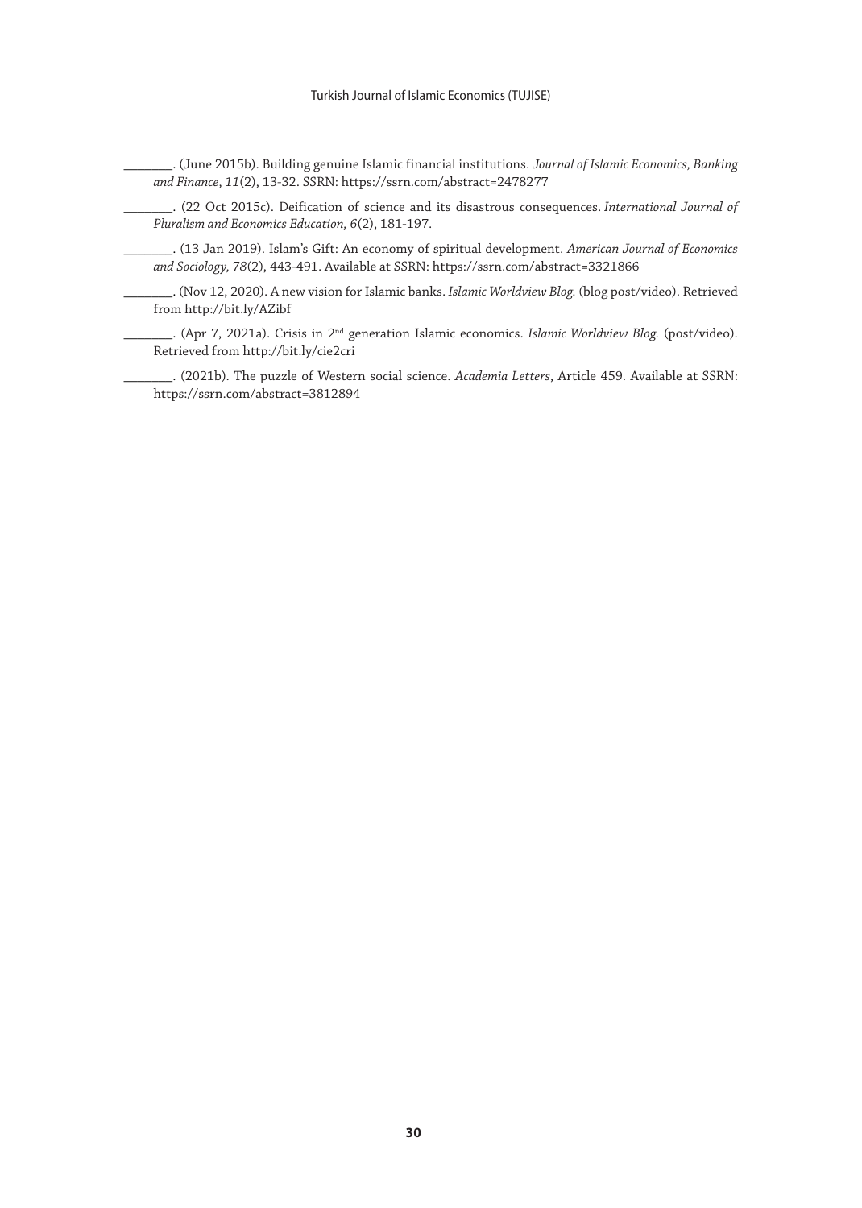________. (June 2015b). Building genuine Islamic financial institutions. *Journal of Islamic Economics, Banking and Finance*, *11*(2), 13-32. SSRN: https://ssrn.com/abstract=2478277

________. (22 Oct 2015c). Deification of science and its disastrous consequences. *International Journal of Pluralism and Economics Education, 6*(2), 181-197.

________. (13 Jan 2019). Islam's Gift: An economy of spiritual development. *American Journal of Economics and Sociology, 78*(2), 443-491. Available at SSRN: https://ssrn.com/abstract=3321866

________. (Nov 12, 2020). A new vision for Islamic banks. *Islamic Worldview Blog.* (blog post/video). Retrieved from http://bit.ly/AZibf

________. (Apr 7, 2021a). Crisis in 2nd generation Islamic economics. *Islamic Worldview Blog.* (post/video). Retrieved from http://bit.ly/cie2cri

________. (2021b). The puzzle of Western social science. *Academia Letters*, Article 459. Available at SSRN: https://ssrn.com/abstract=3812894